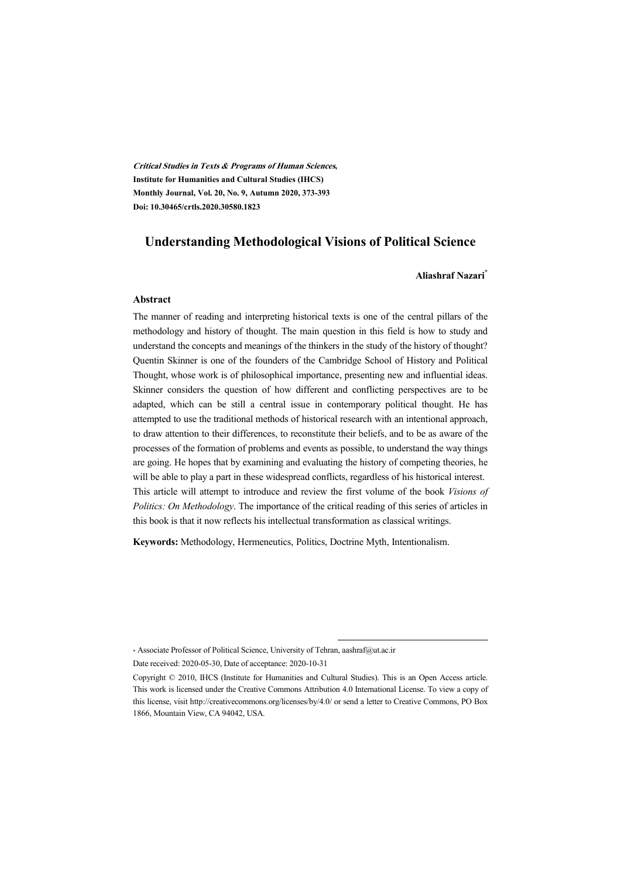*Critical Studies in Texts & Programs of Human Sciences*,
**Institute for Humanities and Cultural Studies (IHCS)**
**Monthly Journal, Vol. 20, No. 9, Autumn 2020, 373-393**
**Doi: 10.30465/crtls.2020.30580.1823**

# Understanding Methodological Visions of Political Science

**Aliashraf Nazari***

## Abstract

The manner of reading and interpreting historical texts is one of the central pillars of the methodology and history of thought. The main question in this field is how to study and understand the concepts and meanings of the thinkers in the study of the history of thought? Quentin Skinner is one of the founders of the Cambridge School of History and Political Thought, whose work is of philosophical importance, presenting new and influential ideas. Skinner considers the question of how different and conflicting perspectives are to be adapted, which can be still a central issue in contemporary political thought. He has attempted to use the traditional methods of historical research with an intentional approach, to draw attention to their differences, to reconstitute their beliefs, and to be as aware of the processes of the formation of problems and events as possible, to understand the way things are going. He hopes that by examining and evaluating the history of competing theories, he will be able to play a part in these widespread conflicts, regardless of his historical interest. This article will attempt to introduce and review the first volume of the book *Visions of Politics: On Methodology*. The importance of the critical reading of this series of articles in this book is that it now reflects his intellectual transformation as classical writings.

**Keywords:** Methodology, Hermeneutics, Politics, Doctrine Myth, Intentionalism.

---

* Associate Professor of Political Science, University of Tehran, aashraf@ut.ac.ir

Date received: 2020-05-30, Date of acceptance: 2020-10-31

Copyright © 2010, IHCS (Institute for Humanities and Cultural Studies). This is an Open Access article. This work is licensed under the Creative Commons Attribution 4.0 International License. To view a copy of this license, visit http://creativecommons.org/licenses/by/4.0/ or send a letter to Creative Commons, PO Box 1866, Mountain View, CA 94042, USA.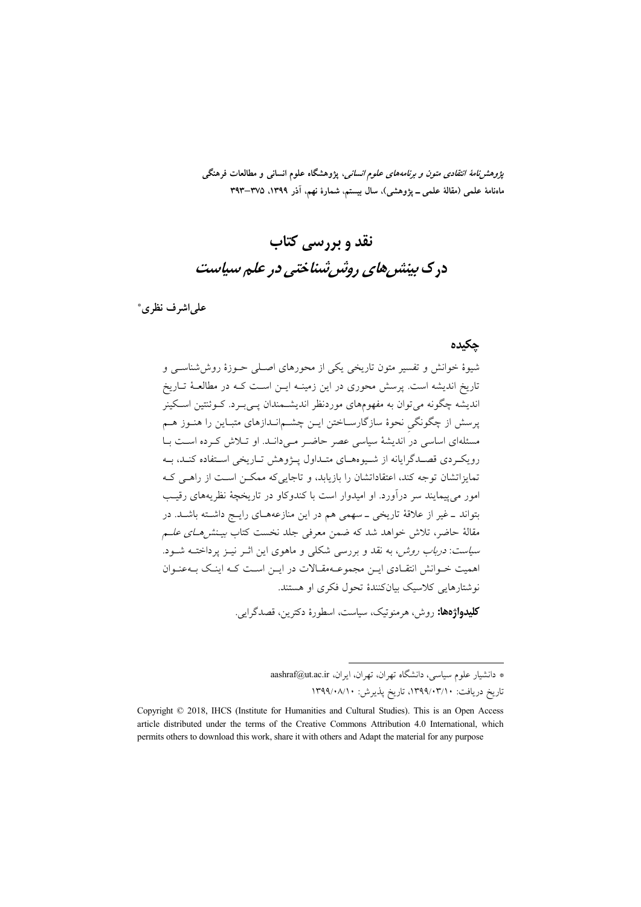# نقد و بررسی کتاب
# *درک بینش‌های روش‌شناختی در علم سیاست*

**علی‌اشرف نظری***

## چکیده

شیوۀ خوانش و تفسیر متون تاریخی یکی از محورهای اصلی حوزۀ روش‌شناسی و تاریخ اندیشه است. پرسش محوری در این زمینه این است که در مطالعۀ تاریخ اندیشه چگونه می‌توان به مفهوم‌های موردنظر اندیشمندان پی‌برد. کوئنتین اسکینر پرسش از چگونگیِ نحوۀ سازگارساختن این چشم‌اندازهای متباین را هنوز هم مسئله‌ای اساسی در اندیشۀ سیاسی عصر حاضر می‌داند. او تلاش کرده است با رویکردی قصدگرایانه از شیوه‌های متداول پژوهش تاریخی استفاده کند، به تمایزاتشان توجه کند، اعتقاداتشان را بازیابد، و تاجایی‌که ممکن است از راهی که امور می‌پیمایند سر درآورد. او امیدوار است با کندوکاو در تاریخچۀ نظریه‌های رقیب بتواند ـ غیر از علاقۀ تاریخی ـ سهمی هم در این منازعه‌های رایج داشته باشد. در مقالۀ حاضر، تلاش خواهد شد که ضمن معرفی جلد نخست کتاب *بینش‌های علم سیاست: درباب روش*، به نقد و بررسی شکلی و ماهوی این اثر نیز پرداخته شود. اهمیت خوانش انتقادی این مجموعه‌مقالات در این است که اینک به‌عنوان نوشتارهایی کلاسیک بیان‌کنندۀ تحول فکری او هستند.

**کلیدواژه‌ها:** روش، هرمنوتیک، سیاست، اسطورۀ دکترین، قصدگرایی.

---

* دانشیار علوم سیاسی، دانشگاه تهران، تهران، ایران، aashraf@ut.ac.ir

تاریخ دریافت: ۱۳۹۹/۰۳/۱۰، تاریخ پذیرش: ۱۳۹۹/۰۸/۱۰

Copyright © 2018, IHCS (Institute for Humanities and Cultural Studies). This is an Open Access article distributed under the terms of the Creative Commons Attribution 4.0 International, which permits others to download this work, share it with others and Adapt the material for any purpose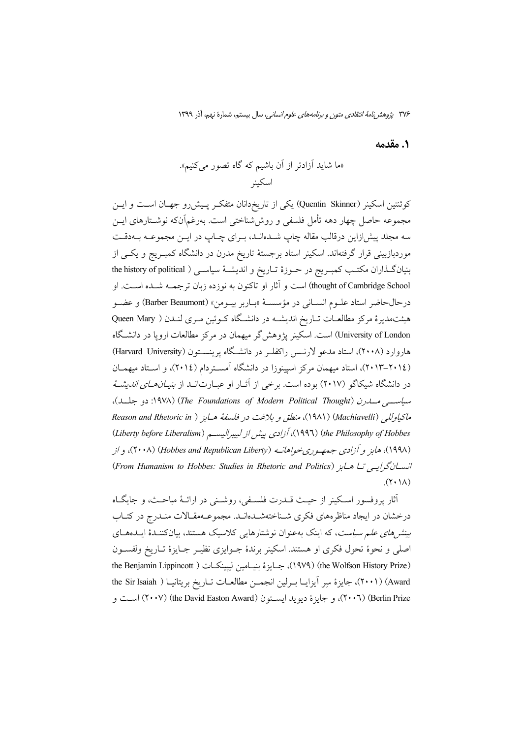## ۱. مقدمه

«ما شاید آزادتر از آن باشیم که گاه تصور می‌کنیم».

اسکینر

کوئنتین اسکینر (Quentin Skinner) یکی از تاریخ‌دانان متفکر پیش‌رو جهان است و این مجموعه حاصل چهار دهه تأمل فلسفی و روش‌شناختی است. به‌رغم‌آن‌که نوشتارهای این سه مجلد پیش‌ازاین درقالب مقاله چاپ شده‌اند، برای چاپ در این مجموعه به‌دقت موردبازبینی قرار گرفته‌اند. اسکینر استاد برجستهٔ تاریخ مدرن در دانشگاه کمبریج و یکی از بنیان‌گذاران مکتب کمبریج در حوزهٔ تاریخ و اندیشهٔ سیاسی (the history of political thought of Cambridge School) است و آثار او تاکنون به نوزده زبان ترجمه شده است. او درحال‌حاضر استاد علوم انسانی در مؤسسهٔ «باربر بیومن» (Barber Beaumont) و عضو هیئت‌مدیرهٔ مرکز مطالعات تاریخ اندیشه در دانشگاه کوئین مری لندن (Queen Mary University of London) است. اسکینر پژوهش‌گر میهمان در مرکز مطالعات اروپا در دانشگاه هاروارد (۲۰۰۸)، استاد مدعو لارنس راکفلر در دانشگاه پرینستون (Harvard University) (۲۰۱۳-۲۰۱٤)، استاد میهمان مرکز اسپینوزا در دانشگاه آمستردام (۲۰۱٤)، و استاد میهمان در دانشگاه شیکاگو (۲۰۱۷) بوده است. برخی از آثار او عبارت‌اند از *بنیان‌های اندیشهٔ سیاسی مدرن* (*The Foundations of Modern Political Thought*) (۱۹۷۸: دو جلد)، *ماکیاوللی* (*Machiavelli*) (۱۹۸۱)، *منطق و بلاغت در فلسفهٔ هابز* (*Reason and Rhetoric in the Philosophy of Hobbes*) (۱۹۹٦)، *آزادی پیش از لیبرالیسم* (*Liberty before Liberalism*) (۱۹۹۸)، *هابز و آزادی جمهوری‌خواهانه* (*Hobbes and Republican Liberty*) (۲۰۰۸)، و *از انسان‌گرایی تا هابز* (*From Humanism to Hobbes: Studies in Rhetoric and Politics*) (۲۰۱۸).

آثار پروفسور اسکینر از حیث قدرت فلسفی، روشنی در ارائهٔ مباحث، و جایگاه درخشان در ایجاد مناظره‌های فکری شناخته‌شده‌اند. مجموعه‌مقالات مندرج در کتاب *بینش‌های علم سیاست*، که اینک به‌عنوان نوشتارهایی کلاسیک هستند، بیان‌کنندهٔ ایده‌های اصلی و نحوهٔ تحول فکری او هستند. اسکینر برندهٔ جوایزی نظیر جایزهٔ تاریخ ولفسون (the Wolfson History Prize) (۱۹۷۹)، جایزهٔ بنیامین لیپینکات (the Benjamin Lippincott Award) (۲۰۰۱)، جایزهٔ سِر آیزایا برلین انجمن مطالعات تاریخ بریتانیا (the Sir Isaiah Berlin Prize) (۲۰۰٦)، و جایزهٔ دیوید ایستون (the David Easton Award) (۲۰۰۷) است و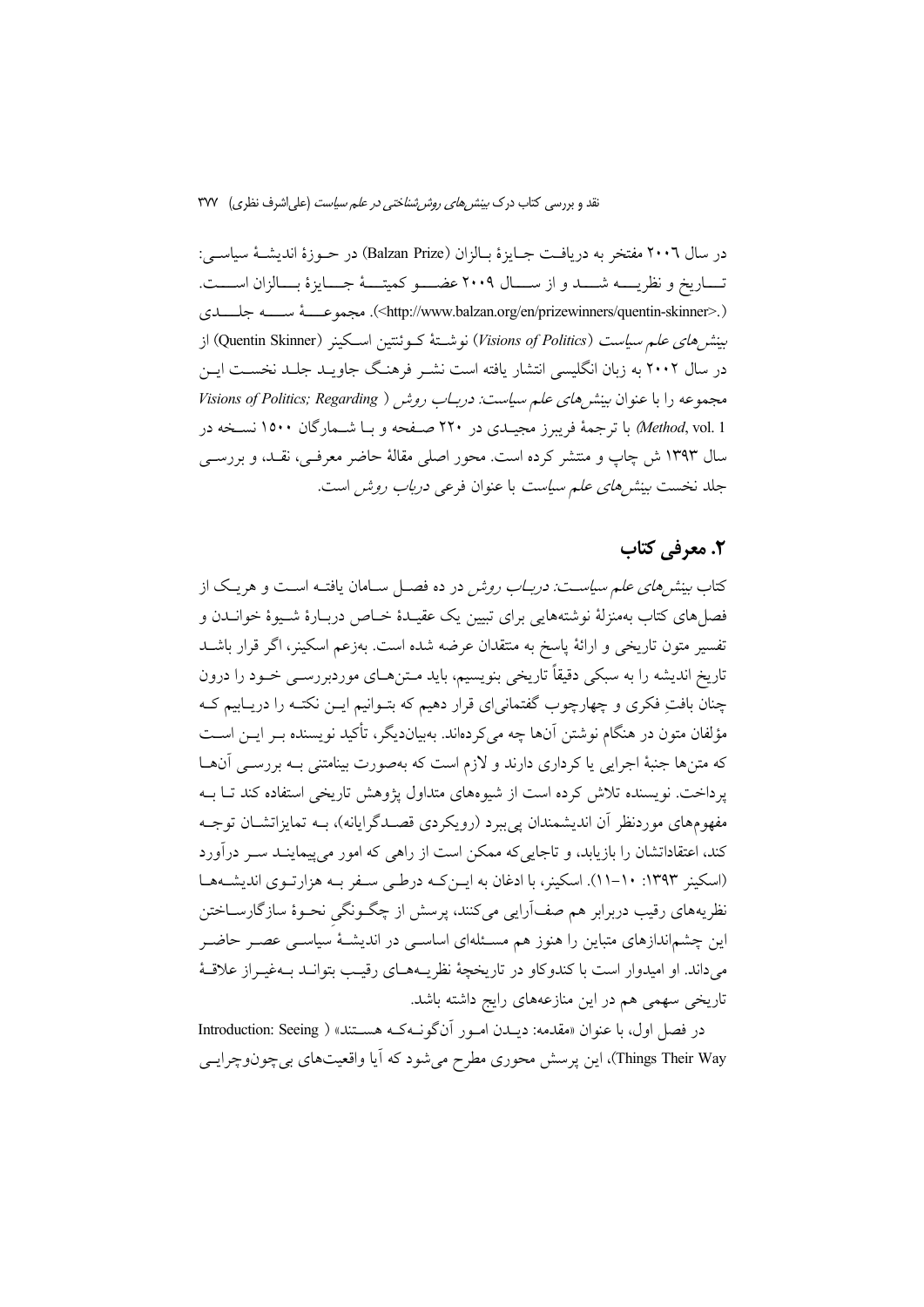در سال ۲۰۰۶ مفتخر به دریافت جایزهٔ بالزان (Balzan Prize) در حوزهٔ اندیشهٔ سیاسی: تاریخ و نظریه شد و از سال ۲۰۰۹ عضو کمیتهٔ جایزهٔ بالزان است. (<http://www.balzan.org/en/prizewinners/quentin-skinner>.). مجموعهٔ سه جلدی *بینش‌های علم سیاست* (*Visions of Politics*) نوشتهٔ کوئنتین اسکینر (Quentin Skinner) از در سال ۲۰۰۲ به زبان انگلیسی انتشار یافته است نشر فرهنگ جاوید جلد نخست این مجموعه را با عنوان *بینش‌های علم سیاست: درباب روش* (*Visions of Politics; Regarding Method*, vol. 1) با ترجمهٔ فریبرز مجیدی در ۲۲۰ صفحه و با شمارگان ۱۵۰۰ نسخه در سال ۱۳۹۳ ش چاپ و منتشر کرده است. محور اصلی مقالهٔ حاضر معرفی، نقد، و بررسی جلد نخست *بینش‌های علم سیاست* با عنوان فرعی *درباب روش* است.

## ۲. معرفی کتاب

کتاب *بینش‌های علم سیاست: درباب روش* در ده فصل سامان یافته است و هریک از فصل‌های کتاب به‌منزلهٔ نوشته‌هایی برای تبیین یک عقیدهٔ خاص دربارهٔ شیوهٔ خواندن و تفسیر متون تاریخی و ارائهٔ پاسخ به منتقدان عرضه شده است. به‌زعم اسکینر، اگر قرار باشد تاریخ اندیشه را به سبکی دقیقاً تاریخی بنویسیم، باید متن‌های موردبررسی خود را درون چنان بافتِ فکری و چهارچوب گفتمانی‌ای قرار دهیم که بتوانیم این نکته را دریابیم که مؤلفان متون در هنگام نوشتن آن‌ها چه می‌کرده‌اند. به‌بیان‌دیگر، تأکید نویسنده بر این است که متن‌ها جنبهٔ اجرایی یا کرداری دارند و لازم است که به‌صورت بینامتنی به بررسی آن‌ها پرداخت. نویسنده تلاش کرده است از شیوه‌های متداول پژوهش تاریخی استفاده کند تا به مفهوم‌های موردنظر آن اندیشمندان پی‌ببرد (رویکردی قصدگرایانه)، به تمایزاتشان توجه کند، اعتقاداتشان را بازیابد، و تاجایی‌که ممکن است از راهی که امور می‌پیمایند سر درآورد (اسکینر ۱۳۹۳: ۱۰–۱۱). اسکینر، با ادغان به این‌که درطی سفر به هزارتوی اندیشه‌ها نظریه‌های رقیب دربرابر هم صف‌آرایی می‌کنند، پرسش از چگونگی نحوهٔ سازگارساختن این چشم‌اندازهای متباین را هنوز هم مسئله‌ای اساسی در اندیشهٔ سیاسی عصر حاضر می‌داند. او امیدوار است با کندوکاو در تاریخچهٔ نظریه‌های رقیب بتواند به‌غیراز علاقهٔ تاریخی سهمی هم در این منازعه‌های رایج داشته باشد.

در فصل اول، با عنوان «مقدمه: دیدن امور آن‌گونه‌که هستند» (Introduction: Seeing Things Their Way)، این پرسش محوری مطرح می‌شود که آیا واقعیت‌های بی‌چون‌وچرایی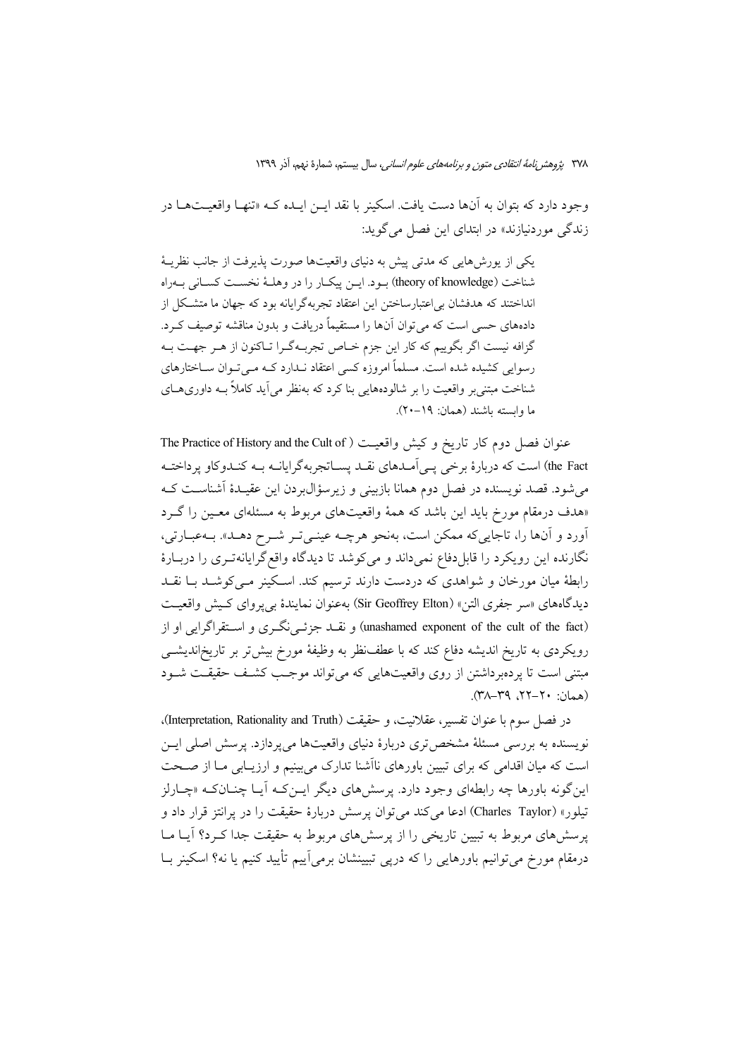وجود دارد که بتوان به آن‌ها دست یافت. اسکینر با نقد ایــن ایــده کــه «تنهــا واقعیــت‌هــا در زندگی موردنیازند» در ابتدای این فصل می‌گوید:

> یکی از یورش‌هایی که مدتی پیش به دنیای واقعیت‌ها صورت پذیرفت از جانب نظریــهٔ شناخت (theory of knowledge) بــود. ایــن پیکــار را در وهلــهٔ نخســت کســانی بــه‌راه انداختند که هدفشان بی‌اعتبارساختن این اعتقاد تجربه‌گرایانه بود که جهان ما متشــکل از داده‌های حسی است که می‌توان آن‌ها را مستقیماً دریافت و بدون مناقشه توصیف کــرد. گزافه نیست اگر بگوییم که کار این جزم خــاص تجربــه‌گــرا تــاکنون از هــر جهــت بــه رسوایی کشیده شده است. مسلماً امروزه کسی اعتقاد نــدارد کــه مــی‌تــوان ســاختارهای شناخت مبتنی‌بر واقعیت را بر شالوده‌هایی بنا کرد که به‌نظر می‌آید کاملاً بــه داوری‌هــای ما وابسته باشند (همان: ۱۹–۲۰).

عنوان فصل دوم کار تاریخ و کیش واقعیــت (The Practice of History and the Cult of the Fact) است که دربارهٔ برخی پــی‌آمــدهای نقــد پســاتجربه‌گرایانــه بــه کنــدوکاو پرداختــه می‌شود. قصد نویسنده در فصل دوم همانا بازبینی و زیرسؤال‌بردن این عقیــدهٔ آشناســت کــه «هدف درمقام مورخ باید این باشد که همهٔ واقعیت‌های مربوط به مسئله‌ای معــین را گــرد آورد و آن‌ها را، تاجایی‌که ممکن است، به‌نحو هرچــه عینــی‌تــر شــرح دهــد». بــه‌عبــارتی، نگارنده این رویکرد را قابل‌دفاع نمی‌داند و می‌کوشد تا دیدگاه واقع‌گرایانه‌تــری را دربــارهٔ رابطهٔ میان مورخان و شواهدی که دردست دارند ترسیم کند. اســکینر مــی‌کوشــد بــا نقــد دیدگاه‌های «سر جفری التن» (Sir Geoffrey Elton) به‌عنوان نمایندهٔ بی‌پروای کــیش واقعیــت (unashamed exponent of the cult of the fact) و نقــد جزئــی‌نگــری و اســتقراگرایی او از رویکردی به تاریخ اندیشه دفاع کند که با عطف‌نظر به وظیفهٔ مورخ بیش‌تر بر تاریخ‌اندیشــی مبتنی است تا پرده‌برداشتن از روی واقعیت‌هایی که می‌تواند موجــب کشــف حقیقــت شــود (همان: ۲۰–۲۲، ۳۹–۳۸).

در فصل سوم با عنوان تفسیر، عقلانیت، و حقیقت (Interpretation, Rationality and Truth)، نویسنده به بررسی مسئلهٔ مشخص‌تری دربارهٔ دنیای واقعیت‌ها می‌پردازد. پرسش اصلی ایــن است که میان اقدامی که برای تبیین باورهای ناآشنا تدارک می‌بینیم و ارزیــابی مــا از صــحت این‌گونه باورها چه رابطه‌ای وجود دارد. پرسش‌های دیگر ایــن‌کــه آیــا چنــان‌کــه «چــارلز تیلور» (Charles Taylor) ادعا می‌کند می‌توان پرسش دربارهٔ حقیقت را در پرانتز قرار داد و پرسش‌های مربوط به تبیین تاریخی را از پرسش‌های مربوط به حقیقت جدا کــرد؟ آیــا مــا درمقام مورخ می‌توانیم باورهایی را که درپی تبیینشان برمی‌آییم تأیید کنیم یا نه؟ اسکینر بــا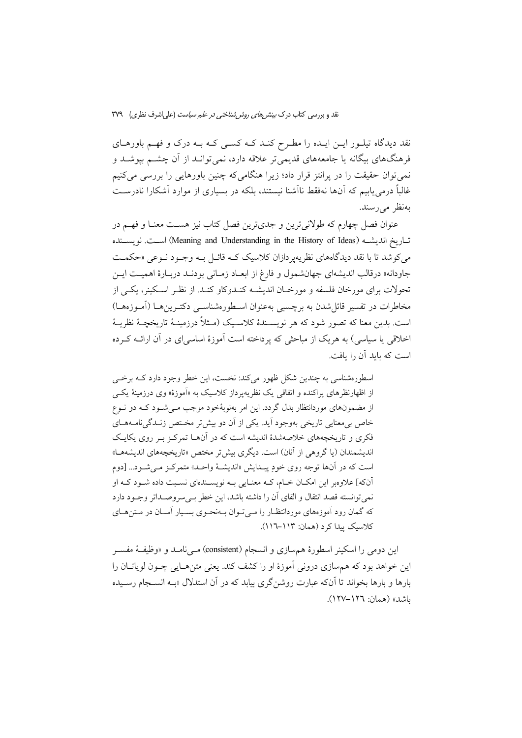نقد دیدگاه تیلور این ایده را مطرح کند که کسی که به درک و فهم باورهای فرهنگ‌های بیگانه یا جامعه‌های قدیمی‌تر علاقه دارد، نمی‌تواند از آن چشم بپوشد و نمی‌توان حقیقت را در پرانتز قرار داد؛ زیرا هنگامی‌که چنین باورهایی را بررسی می‌کنیم غالباً درمی‌یابیم که آن‌ها نه‌فقط ناآشنا نیستند، بلکه در بسیاری از موارد آشکارا نادرست به‌نظر می‌رسند.

عنوان فصل چهارم که طولانی‌ترین و جدی‌ترین فصل کتاب نیز هست معنا و فهم در تاریخ اندیشه (Meaning and Understanding in the History of Ideas) است. نویسنده می‌کوشد تا با نقد دیدگاه‌های نظریه‌پردازان کلاسیک که قائل به وجود نوعی «حکمت جاودانه» درقالب اندیشه‌ای جهان‌شمول و فارغ از ابعاد زمانی بودند درباره اهمیت این تحولات برای مورخان فلسفه و مورخان اندیشه کندوکاو کند. از نظر اسکینر، یکی از مخاطرات در تفسیر قائل‌شدن به برچسبی به‌عنوان اسطوره‌شناسی دکترین‌ها (آموزه‌ها) است. بدین معنا که تصور شود که هر نویسندهٔ کلاسیک (مثلاً درزمینهٔ تاریخچهٔ نظریهٔ اخلاقی یا سیاسی) به هریک از مباحثی که پرداخته است آموزهٔ اساسی‌ای در آن ارائه کرده است که باید آن را یافت.

> اسطوره‌شناسی به چندین شکل ظهور می‌کند: نخست، این خطر وجود دارد که برخی از اظهارنظرهای پراکنده و اتفاقی یک نظریه‌پرداز کلاسیک به «آموزهٔ» وی درزمینهٔ یکی از مضمون‌های موردانتظار بدل گردد. این امر به‌نوبهٔ‌خود موجب می‌شود که دو نوع خاص بی‌معنایی تاریخی به‌وجود آید. یکی از آن دو بیش‌تر مختص زندگی‌نامه‌های فکری و تاریخچه‌های خلاصه‌شدهٔ اندیشه است که در آن‌ها تمرکز بر روی یکایک اندیشمندان (یا گروهی از آنان) است. دیگری بیش‌تر مختص «تاریخچه‌های اندیشه‌ها» است که در آن‌ها توجه روی خودِ پیدایش «اندیشهٔ واحد» متمرکز می‌شود... [دوم آن‌که] علاوه‌بر این امکان خام، که معنایی به نویسنده‌ای نسبت داده شود که او نمی‌توانسته قصد انتقال و القای آن را داشته باشد، این خطر بی‌سروصداتر وجود دارد که گمان رود آموزه‌های موردانتظار را می‌توان به‌نحوی بسیار آسان در متن‌های کلاسیک پیدا کرد (همان: ۱۱۳-۱۱۶).

این دومی را اسکینر اسطورهٔ هم‌سازی و انسجام (consistent) می‌نامد و «وظیفهٔ مفسر این خواهد بود که هم‌سازی درونی آموزهٔ او را کشف کند. یعنی متن‌هایی چون لویاتان را بارها و بارها بخواند تا آن‌که عبارت روشن‌گری بیابد که در آن استدلال «به انسجام رسیده باشد» (همان: ۱۲۶-۱۲۷).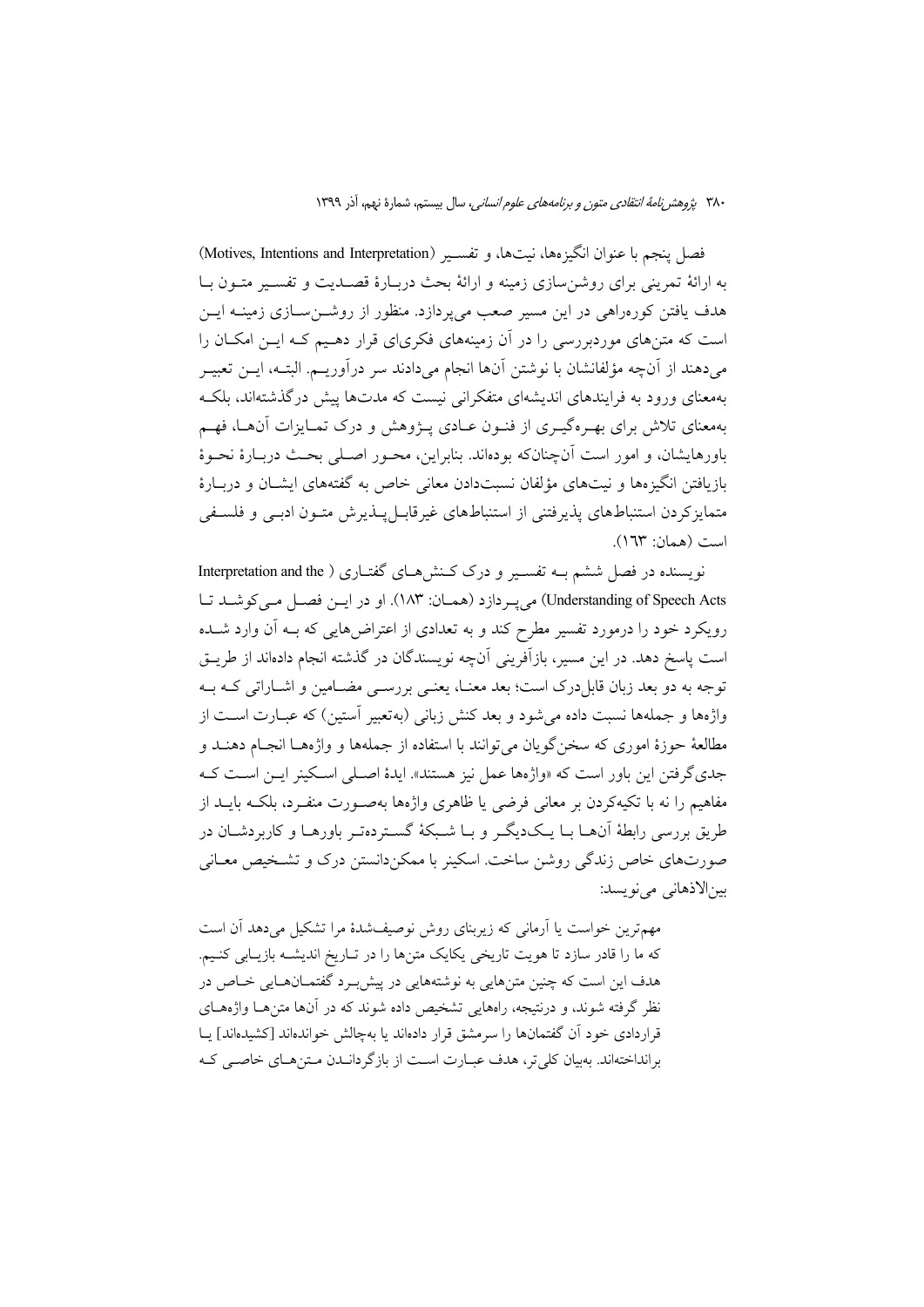فصل پنجم با عنوان انگیزه‌ها، نیت‌ها، و تفسیر (Motives, Intentions and Interpretation) به ارائهٔ تمرینی برای روشن‌سازی زمینه و ارائهٔ بحث دربارهٔ قصدیت و تفسیر متون با هدف یافتن کوره‌راهی در این مسیر صعب می‌پردازد. منظور از روشن‌سازی زمینه این است که متن‌های موردبررسی را در آن زمینه‌های فکری‌ای قرار دهیم که این امکان را می‌دهند از آن‌چه مؤلفانشان با نوشتن آن‌ها انجام می‌دادند سر درآوریم. البته، این تعبیر به‌معنای ورود به فرایندهای اندیشه‌ای متفکرانی نیست که مدت‌ها پیش درگذشته‌اند، بلکه به‌معنای تلاش برای بهره‌گیری از فنون عادی پژوهش و درک تمایزات آن‌ها، فهم باورهایشان، و امور است آن‌چنان‌که بوده‌اند. بنابراین، محور اصلی بحث دربارهٔ نحوهٔ بازیافتن انگیزه‌ها و نیت‌های مؤلفان نسبت‌دادن معانی خاص به گفته‌های ایشان و دربارهٔ متمایزکردن استنباط‌های پذیرفتنی از استنباط‌های غیرقابل‌پذیرش متون ادبی و فلسفی است (همان: ۱۶۳).

نویسنده در فصل ششم به تفسیر و درک کنش‌های گفتاری ( Interpretation and the Understanding of Speech Acts) می‌پردازد (همان: ۱۸۳). او در این فصل می‌کوشد تا رویکرد خود را درمورد تفسیر مطرح کند و به تعدادی از اعتراض‌هایی که به آن وارد شده است پاسخ دهد. در این مسیر، بازآفرینی آن‌چه نویسندگان در گذشته انجام داده‌اند از طریق توجه به دو بعد زبان قابل‌درک است؛ بعد معنا، یعنی بررسی مضامین و اشاراتی که به واژه‌ها و جمله‌ها نسبت داده می‌شود و بعد کنش زبانی (به‌تعبیر آستین) که عبارت است از مطالعهٔ حوزهٔ اموری که سخن‌گویان می‌توانند با استفاده از جمله‌ها و واژه‌ها انجام دهند و جدی‌گرفتن این باور است که «واژه‌ها عمل نیز هستند». ایدهٔ اصلی اسکینر این است که مفاهیم را نه با تکیه‌کردن بر معانی فرضی یا ظاهری واژه‌ها به‌صورت منفرد، بلکه باید از طریق بررسی رابطهٔ آن‌ها با یک‌دیگر و با شبکهٔ گسترده‌تر باورها و کاربردشان در صورت‌های خاص زندگی روشن ساخت. اسکینر با ممکن‌دانستن درک و تشخیص معانی بین‌الاذهانی می‌نویسد:

> مهم‌ترین خواست یا آرمانی که زیربنای روش توصیف‌شدهٔ مرا تشکیل می‌دهد آن است که ما را قادر سازد تا هویت تاریخی یکایک متن‌ها را در تاریخ اندیشه بازیابی کنیم. هدف این است که چنین متن‌هایی به نوشته‌هایی در پیش‌برد گفتمان‌هایی خاص در نظر گرفته شوند، و درنتیجه، راه‌هایی تشخیص داده شوند که در آن‌ها متن‌ها واژه‌های قراردادی خود آن گفتمان‌ها را سرمشق قرار داده‌اند یا به‌چالش خوانده‌اند [کشیده‌اند] یا برانداخته‌اند. به‌بیان کلی‌تر، هدف عبارت است از بازگرداندن متن‌های خاصی که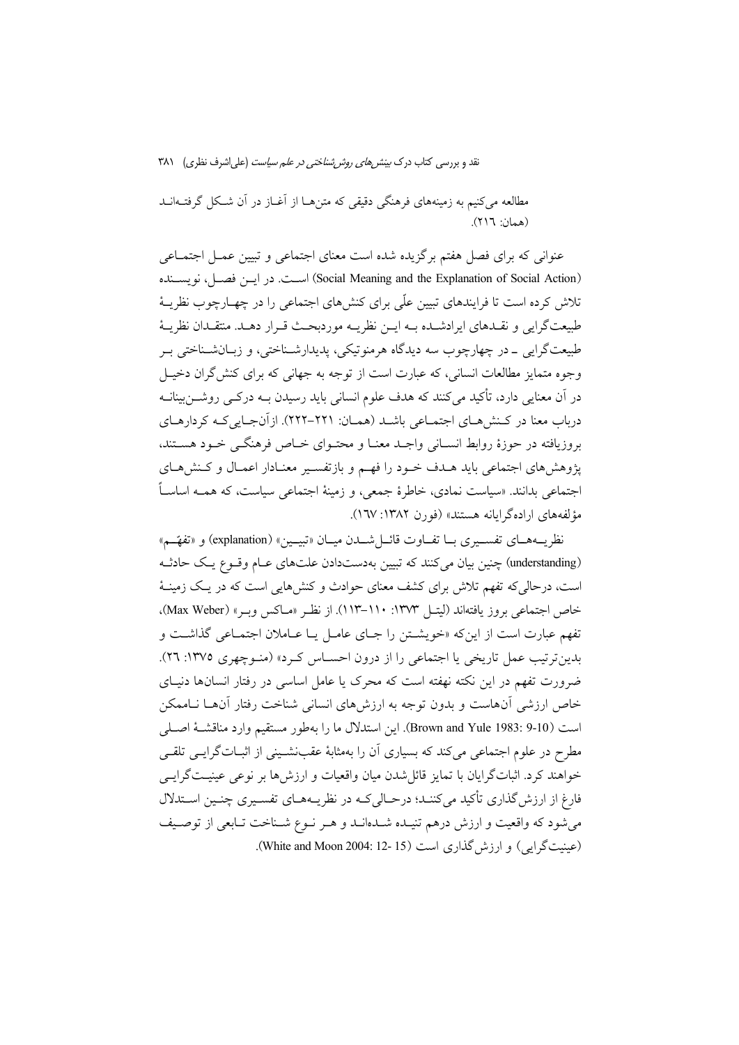مطالعه می‌کنیم به زمینه‌های فرهنگی دقیقی که متن‌ها از آغاز در آن شکل گرفته‌اند (همان: ۲۱۶).

عنوانی که برای فصل هفتم برگزیده شده است معنای اجتماعی و تبیین عمل اجتماعی (Social Meaning and the Explanation of Social Action) است. در این فصل، نویسنده تلاش کرده است تا فرایندهای تبیین علّی برای کنش‌های اجتماعی را در چهارچوب نظریهٔ طبیعت‌گرایی و نقدهای ایرادشده به این نظریه موردبحث قرار دهد. منتقدان نظریهٔ طبیعت‌گرایی ـ در چهارچوب سه دیدگاه هرمنوتیکی، پدیدارشناختی، و زبان‌شناختی بر وجوه متمایز مطالعات انسانی، که عبارت است از توجه به جهانی که برای کنش‌گران دخیل در آن معنایی دارد، تأکید می‌کنند که هدف علوم انسانی باید رسیدن به درکی روشن‌بینانه درباب معنا در کنش‌های اجتماعی باشد (همان: ۲۲۱-۲۲۲). ازآن‌جایی‌که کردارهای بروزیافته در حوزهٔ روابط انسانی واجد معنا و محتوای خاص فرهنگی خود هستند، پژوهش‌های اجتماعی باید هدف خود را فهم و بازتفسیر معنادار اعمال و کنش‌های اجتماعی بدانند. «سیاست نمادی، خاطرهٔ جمعی، و زمینهٔ اجتماعی سیاست، که همه اساساً مؤلفه‌های اراده‌گرایانه هستند» (فورن ۱۳۸۲: ۱۶۷).

نظریه‌های تفسیری با تفاوت قائل‌شدن میان «تبیین» (explanation) و «تفهّم» (understanding) چنین بیان می‌کنند که تبیین به‌دست‌دادن علت‌های عام وقوع یک حادثه است، درحالی‌که تفهم تلاش برای کشف معنای حوادث و کنش‌هایی است که در یک زمینهٔ خاص اجتماعی بروز یافته‌اند (لیتل ۱۳۷۳: ۱۱۰-۱۱۳). از نظر «ماکس وبر» (Max Weber)، تفهم عبارت است از این‌که «خویشتن را جای عامل یا عاملان اجتماعی گذاشت و بدین‌ترتیب عمل تاریخی یا اجتماعی را از درون احساس کرد» (منوچهری ۱۳۷۵: ۲۶). ضرورت تفهم در این نکته نهفته است که محرک یا عامل اساسی در رفتار انسان‌ها دنیای خاص ارزشی آن‌هاست و بدون توجه به ارزش‌های انسانی شناخت رفتار آن‌ها ناممکن است (Brown and Yule 1983: 9-10). این استدلال ما را به‌طور مستقیم وارد مناقشهٔ اصلی مطرح در علوم اجتماعی می‌کند که بسیاری آن را به‌مثابهٔ عقب‌نشینی از اثبات‌گرایی تلقی خواهند کرد. اثبات‌گرایان با تمایز قائل‌شدن میان واقعیات و ارزش‌ها بر نوعی عینیت‌گرایی فارغ از ارزش‌گذاری تأکید می‌کنند؛ درحالی‌که در نظریه‌های تفسیری چنین استدلال می‌شود که واقعیت و ارزش درهم تنیده شده‌اند و هر نوع شناخت تابعی از توصیف (عینیت‌گرایی) و ارزش‌گذاری است (White and Moon 2004: 12- 15).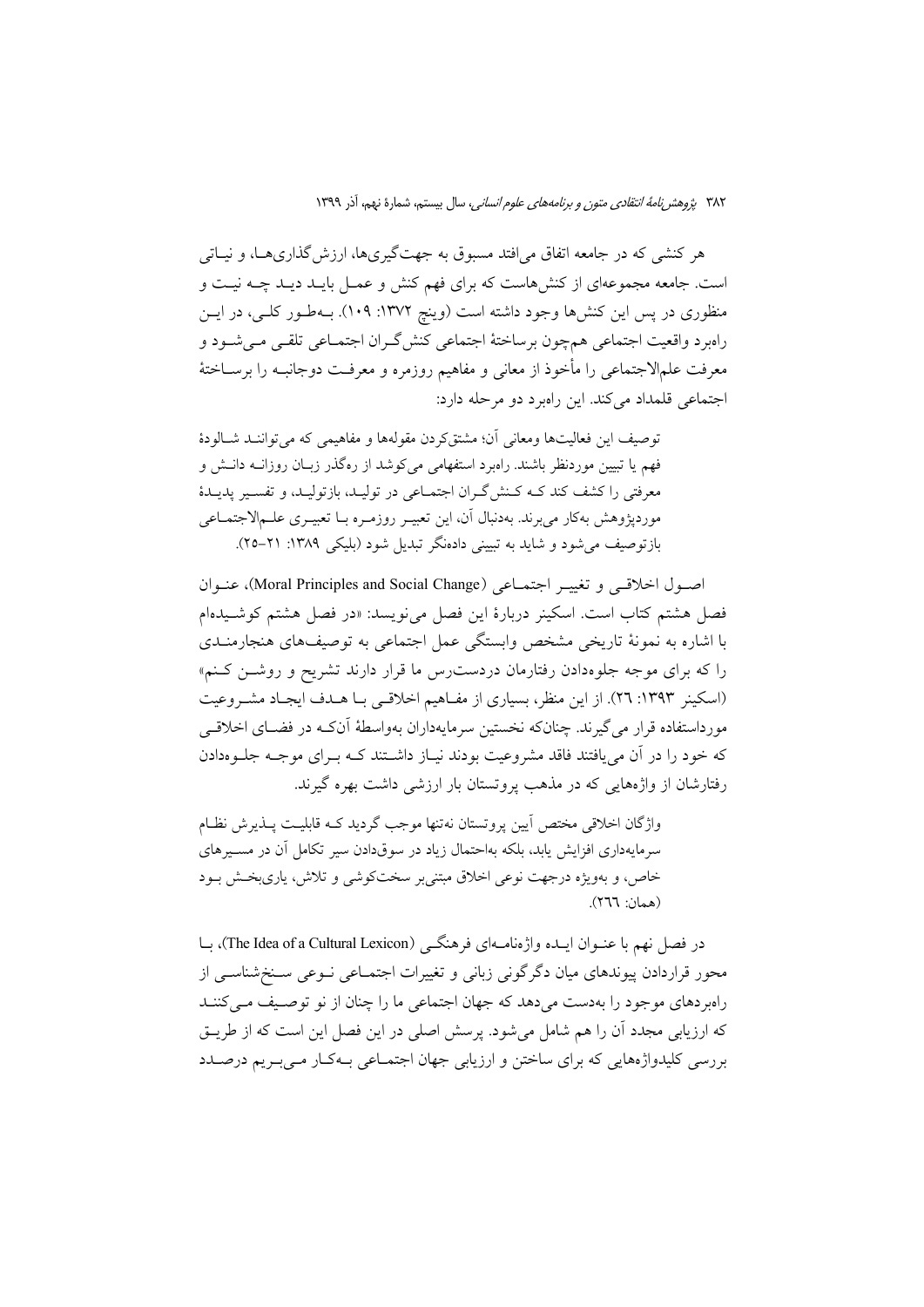هر کنشی که در جامعه اتفاق می‌افتد مسبوق به جهت‌گیری‌ها، ارزش‌گذاری‌ها، و نیاتی است. جامعه مجموعه‌ای از کنش‌هاست که برای فهم کنش و عمل باید دید چه نیت و منظوری در پس این کنش‌ها وجود داشته است (وینچ ۱۳۷۲: ۱۰۹). به‌طور کلی، در این راهبرد واقعیت اجتماعی هم‌چون برساختهٔ اجتماعی کنش‌گران اجتماعی تلقی می‌شود و معرفت علم‌الاجتماعی را مأخوذ از معانی و مفاهیم روزمره و معرفت دوجانبه را برساختهٔ اجتماعی قلمداد می‌کند. این راهبرد دو مرحله دارد:

> توصیف این فعالیت‌ها ومعانی آن؛ مشتق‌کردن مقوله‌ها و مفاهیمی که می‌توانند شالودهٔ فهم یا تبیین موردنظر باشند. راهبرد استفهامی می‌کوشد از ره‌گذر زبان روزانه دانش و معرفتی را کشف کند که کنش‌گران اجتماعی در تولید، بازتولید، و تفسیر پدیدهٔ موردپژوهش به‌کار می‌برند. به‌دنبال آن، این تعبیر روزمره با تعبیری علم‌الاجتماعی بازتوصیف می‌شود و شاید به تبیینی داده‌نگر تبدیل شود (بلیکی ۱۳۸۹: ۲۱–۲۵).

اصول اخلاقی و تغییر اجتماعی (Moral Principles and Social Change)، عنوان فصل هشتم کتاب است. اسکینر دربارهٔ این فصل می‌نویسد: «در فصل هشتم کوشیده‌ام با اشاره به نمونهٔ تاریخی مشخص وابستگی عمل اجتماعی به توصیف‌های هنجارمندی را که برای موجه جلوه‌دادن رفتارمان دردسترس ما قرار دارند تشریح و روشن کنم» (اسکینر ۱۳۹۳: ۲۶). از این منظر، بسیاری از مفاهیم اخلاقی با هدف ایجاد مشروعیت مورداستفاده قرار می‌گیرند. چنان‌که نخستین سرمایه‌داران به‌واسطهٔ آن‌که در فضای اخلاقی که خود را در آن می‌یافتند فاقد مشروعیت بودند نیاز داشتند که برای موجه جلوه‌دادن رفتارشان از واژه‌هایی که در مذهب پروتستان بار ارزشی داشت بهره گیرند.

> واژگان اخلاقی مختص آیین پروتستان نه‌تنها موجب گردید که قابلیت پذیرش نظام سرمایه‌داری افزایش یابد، بلکه به‌احتمال زیاد در سوق‌دادن سیر تکامل آن در مسیرهای خاص، و به‌ویژه درجهت نوعی اخلاق مبتنی‌بر سخت‌کوشی و تلاش، یاری‌بخش بود (همان: ۲۶۶).

در فصل نهم با عنوان ایده واژه‌نامه‌ای فرهنگی (The Idea of a Cultural Lexicon)، با محور قراردادن پیوندهای میان دگرگونی زبانی و تغییرات اجتماعی نوعی سنخ‌شناسی از راهبردهای موجود را به‌دست می‌دهد که جهان اجتماعی ما را چنان از نو توصیف می‌کنند که ارزیابی مجدد آن را هم شامل می‌شود. پرسش اصلی در این فصل این است که از طریق بررسی کلیدواژه‌هایی که برای ساختن و ارزیابی جهان اجتماعی به‌کار می‌بریم درصدد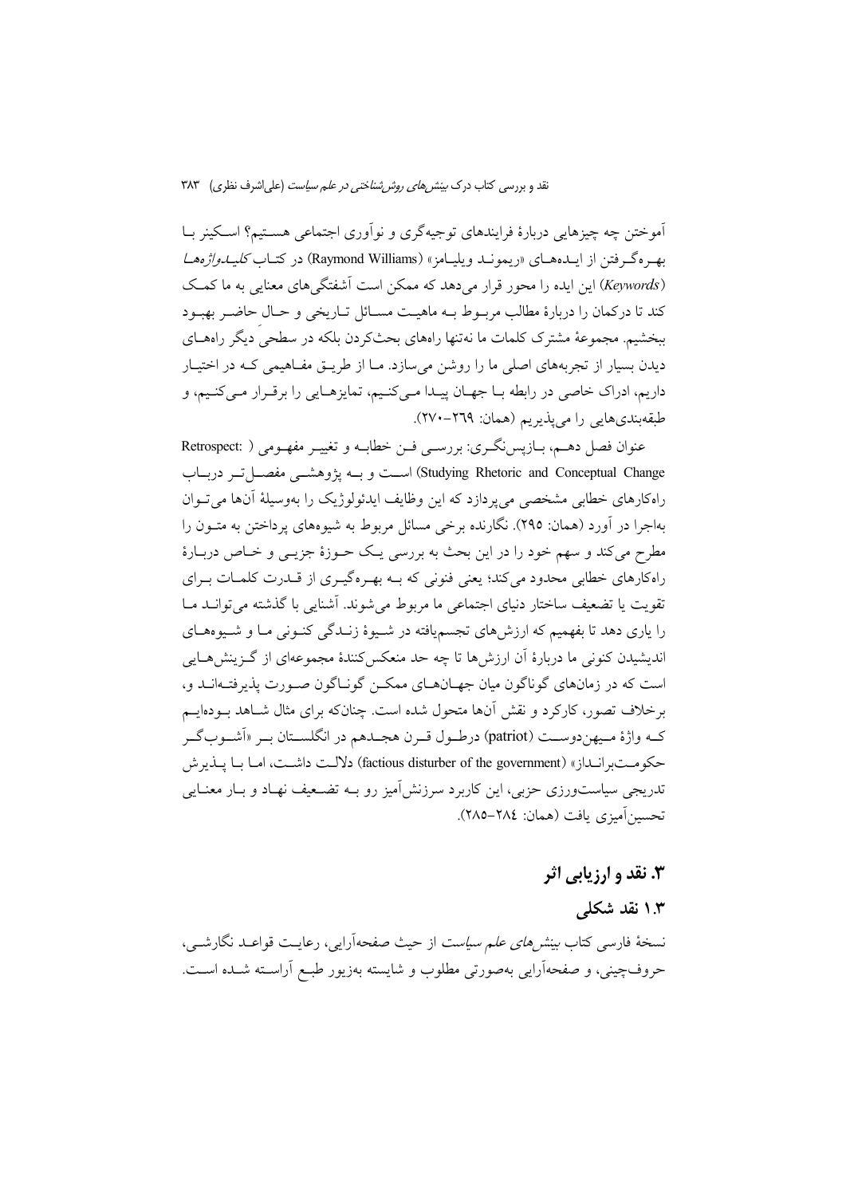آموختن چه چیزهایی دربارۀ فرایندهای توجیه‌گری و نوآوری اجتماعی هستیم؟ اسکینر با بهره‌گرفتن از ایده‌های «ریموند ویلیامز» (Raymond Williams) در کتاب *کلیدواژه‌ها* (*Keywords*) این ایده را محور قرار می‌دهد که ممکن است آشفتگی‌های معنایی به ما کمک کند تا درکمان را دربارۀ مطالب مربوط به ماهیت مسائل تاریخی و حال حاضر بهبود ببخشیم. مجموعۀ مشترک کلمات ما نه‌تنها راه‌های بحث‌کردن بلکه در سطحی دیگر راه‌های دیدن بسیار از تجربه‌های اصلی ما را روشن می‌سازد. ما از طریق مفاهیمی که در اختیار داریم، ادراک خاصی در رابطه با جهان پیدا می‌کنیم، تمایزهایی را برقرار می‌کنیم، و طبقه‌بندی‌هایی را می‌پذیریم (همان: ۲۶۹-۲۷۰).

عنوان فصل دهم، بازپس‌نگری: بررسی فن خطابه و تغییر مفهومی (Retrospect: Studying Rhetoric and Conceptual Change) است و به پژوهشی مفصل‌تر درباب راه‌کارهای خطابی مشخصی می‌پردازد که این وظایف ایدئولوژیک را به‌وسیلۀ آن‌ها می‌توان به‌اجرا در آورد (همان: ۲۹۵). نگارنده برخی مسائل مربوط به شیوه‌های پرداختن به متون را مطرح می‌کند و سهم خود را در این بحث به بررسی یک حوزۀ جزیی و خاص دربارۀ راه‌کارهای خطابی محدود می‌کند؛ یعنی فنونی که به بهره‌گیری از قدرت کلمات برای تقویت یا تضعیف ساختار دنیای اجتماعی ما مربوط می‌شوند. آشنایی با گذشته می‌تواند ما را یاری دهد تا بفهمیم که ارزش‌های تجسم‌یافته در شیوۀ زندگی کنونی ما و شیوه‌های اندیشیدن کنونی ما دربارۀ آن ارزش‌ها تا چه حد منعکس‌کنندۀ مجموعه‌ای از گزینش‌هایی است که در زمان‌های گوناگون میان جهان‌های ممکن گوناگون صورت پذیرفته‌اند و، برخلاف تصور، کارکرد و نقش آن‌ها متحول شده است. چنان‌که برای مثال شاهد بوده‌ایم که واژۀ میهن‌دوست (patriot) درطول قرن هجدهم در انگلستان بر «آشوب‌گر حکومت‌برانداز» (factious disturber of the government) دلالت داشت، اما با پذیرش تدریجی سیاست‌ورزی حزبی، این کاربرد سرزنش‌آمیز رو به تضعیف نهاد و بار معنایی تحسین‌آمیزی یافت (همان: ۲۸۴-۲۸۵).

## ۳. نقد و ارزیابی اثر

### ۱.۳ نقد شکلی

نسخۀ فارسی کتاب *بینش‌های علم سیاست* از حیث صفحه‌آرایی، رعایت قواعد نگارشی، حروف‌چینی، و صفحه‌آرایی به‌صورتی مطلوب و شایسته به‌زیور طبع آراسته شده است.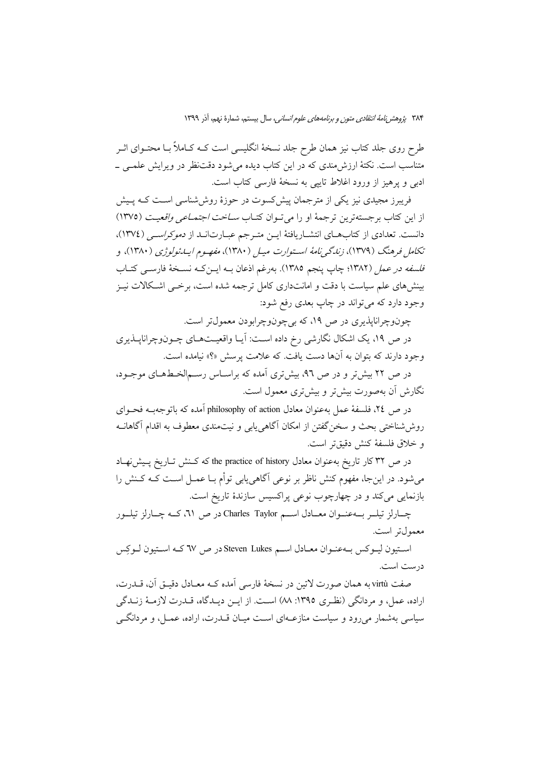طرح روی جلد کتاب نیز همان طرح جلد نسخهٔ انگلیسی است کـه کـاملاً بـا محتـوای اثـر متناسب است. نکتهٔ ارزش‌مندی که در این کتاب دیده می‌شود دقت‌نظر در ویرایش علمـی ـ ادبی و پرهیز از ورود اغلاط تایپی به نسخهٔ فارسی کتاب است.

فریبرز مجیدی نیز یکی از مترجمان پیش‌کسوت در حوزهٔ روش‌شناسی اسـت کـه پـیش از این کتاب برجسته‌ترین ترجمهٔ او را می‌تـوان کتـاب *ساخت اجتمـاعی واقعیـت* (۱۳۷۵) دانست. تعدادی از کتاب‌هـای انتشـاریافتهٔ ایـن متـرجم عبـارت‌انـد از *دموکراسـی* (۱۳۷٤)، *تکامل فرهنگ* (۱۳۷۹)، *زندگی‌نامهٔ اسـتوارت میـل* (۱۳۸۰)، *مفهـوم ایـدئولوژی* (۱۳۸۰)، و *فلسفه در عمل* (۱۳۸۲؛ چاپ پنجم ۱۳۸۵). به‌رغم اذعان بـه ایـن‌کـه نسـخهٔ فارسـی کتـاب بینش‌های علم سیاست با دقت و امانت‌داری کامل ترجمه شده است، برخـی اشـکالات نیـز وجود دارد که می‌تواند در چاپ بعدی رفع شود:

چون‌وچراناپذیری در ص ۱۹، که بی‌چون‌وچرابودن معمول‌تر است.

در ص ۱۹، یک اشکال نگارشی رخ داده اسـت: آیـا واقعیـت‌هـای چـون‌وچراناپـذیری وجود دارند که بتوان به آن‌ها دست یافت. که علامت پرسش «؟» نیامده است.

در ص ۲۲ بیش‌تر و در ص ۹٦، بیش‌تری آمده که براسـاس رسـم‌الخـط‌هـای موجـود، نگارش آن به‌صورت بیش‌تر و بیش‌تری معمول است.

در ص ۲٤، فلسفهٔ عمل به‌عنوان معادل philosophy of action آمده که باتوجه‌بـه فحـوای روش‌شناختی بحث و سخن‌گفتن از امکان آگاهی‌یابی و نیت‌مندی معطوف به اقدام آگاهانـه و خلاق فلسفهٔ کنش دقیق‌تر است.

در ص ۳۲ کار تاریخ به‌عنوان معادل the practice of history که کـنش تـاریخ پـیش‌نهـاد می‌شود. در این‌جا، مفهوم کنش ناظر بر نوعی آگاهی‌یابی توأم بـا عمـل اسـت کـه کـنش را بازنمایی می‌کند و در چهارچوب نوعی پراکسیس سازندهٔ تاریخ است.

چـارلز تیلـر بـه‌عنـوان معـادل اسـم Charles Taylor در ص ٦۱، کـه چـارلز تیلـور معمول‌تر است.

اسـتیون لیـوکس بـه‌عنـوان معـادل اسـم Steven Lukes در ص ٦۷ کـه اسـتیون لـوکِس درست است.

صفت virtù به همان صورت لاتین در نسخهٔ فارسی آمده کـه معـادل دقیـق آن، قـدرت، اراده، عمل، و مردانگی (نظـری ۱۳۹۵: ۸۸) اسـت. از ایـن دیـدگاه، قـدرت لازمـهٔ زنـدگی سیاسی به‌شمار می‌رود و سیاست منازعـه‌ای اسـت میـان قـدرت، اراده، عمـل، و مردانگـی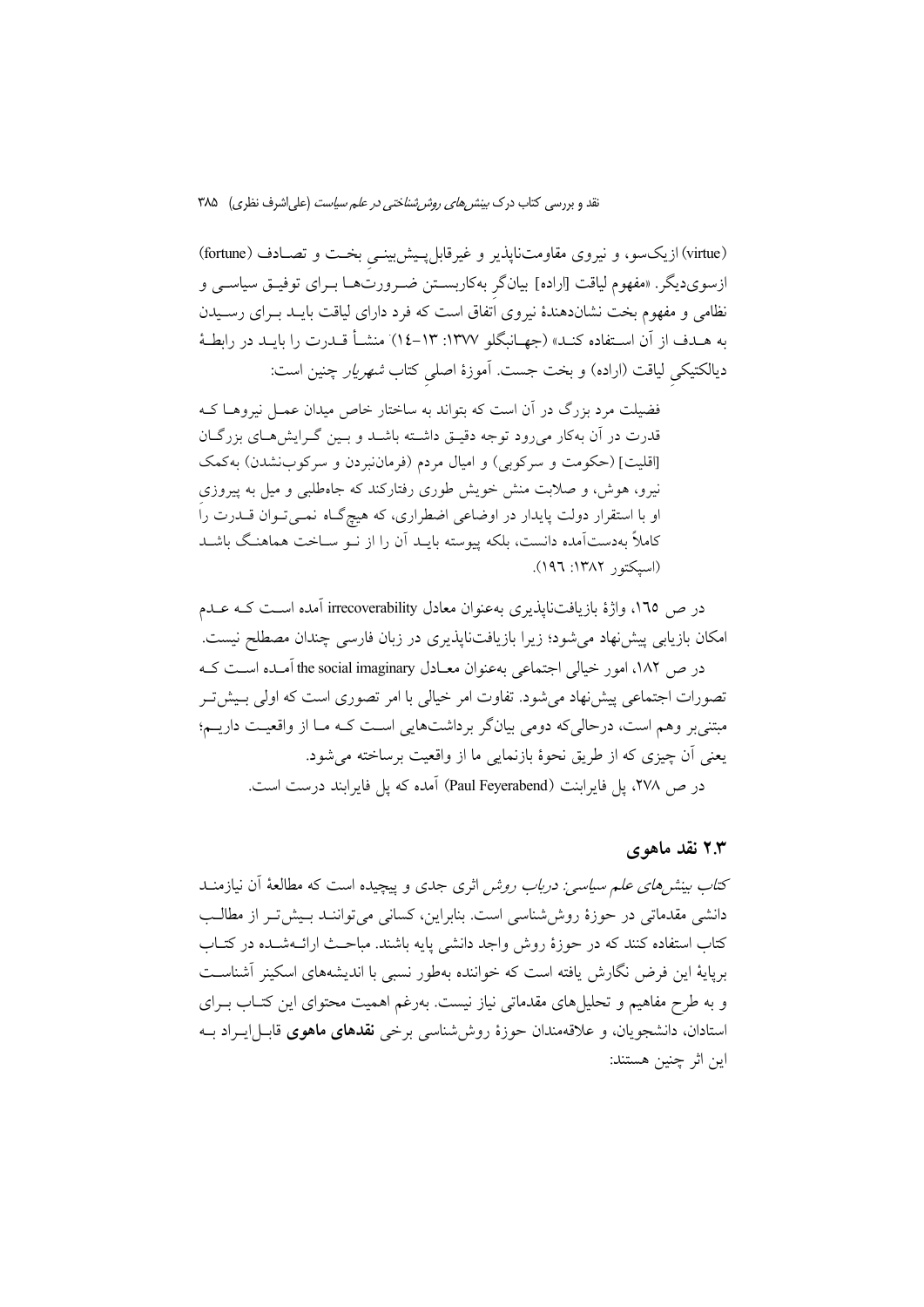(virtue) ازیک‌سو، و نیروی مقاومت‌ناپذیر و غیرقابل‌پیش‌بینی بخت و تصادف (fortune) ازسوی‌دیگر. «مفهوم لیاقت [اراده] بیانگر به‌کاربستن ضرورت‌ها برای توفیق سیاسی و نظامی و مفهوم بخت نشان‌دهندهٔ نیروی اتفاق است که فرد دارای لیاقت باید برای رسیدن به هدف از آن استفاده کند» (جهانبگلو ۱۳۷۷: ۱۳-۱٤). منشأ قدرت را باید در رابطهٔ دیالکتیکی لیاقت (اراده) و بخت جست. آموزهٔ اصلی کتاب *شهریار* چنین است:

> فضیلت مرد بزرگ در آن است که بتواند به ساختار خاص میدان عمل نیروها که قدرت در آن به‌کار می‌رود توجه دقیق داشته باشد و بین گرایش‌های بزرگان [اقلیت] (حکومت و سرکوبی) و امیال مردم (فرمان‌نبردن و سرکوب‌نشدن) به‌کمک نیرو، هوش، و صلابت منش خویش طوری رفتارکند که جاه‌طلبی و میل به پیروزی او با استقرار دولت پایدار در اوضاعی اضطراری، که هیچ‌گاه نمی‌توان قدرت را کاملاً به‌دست‌آمده دانست، بلکه پیوسته باید آن را از نو ساخت هماهنگ باشد (اسپکتور ۱۳۸۲: ۱۹٦).

در ص ۱٦٥، واژهٔ بازیافت‌ناپذیری به‌عنوان معادل irrecoverability آمده است که عدم امکان بازیابی پیش‌نهاد می‌شود؛ زیرا بازیافت‌ناپذیری در زبان فارسی چندان مصطلح نیست.

در ص ۱۸۲، امور خیالی اجتماعی به‌عنوان معادل the social imaginary آمده است که تصورات اجتماعی پیش‌نهاد می‌شود. تفاوت امر خیالی با امر تصوری است که اولی بیش‌تر مبتنی‌بر وهم است، درحالی‌که دومی بیانگر برداشت‌هایی است که ما از واقعیت داریم؛ یعنی آن چیزی که از طریق نحوهٔ بازنمایی ما از واقعیت برساخته می‌شود.

در ص ۲۷۸، پل فایرابنت (Paul Feyerabend) آمده که پل فایراباند درست است.

## ۲.۳ نقد ماهوی

*کتاب بینش‌های علم سیاسی: درباب روش* اثری جدی و پیچیده است که مطالعهٔ آن نیازمند دانشی مقدماتی در حوزهٔ روش‌شناسی است. بنابراین، کسانی می‌توانند بیش‌تر از مطالب کتاب استفاده کنند که در حوزهٔ روش واجد دانشی پایه باشند. مباحث ارائه‌شده در کتاب برپایهٔ این فرض نگارش یافته است که خواننده به‌طور نسبی با اندیشه‌های اسکینر آشناست و به طرح مفاهیم و تحلیل‌های مقدماتی نیاز نیست. به‌رغم اهمیت محتوای این کتاب برای استادان، دانشجویان، و علاقه‌مندان حوزهٔ روش‌شناسی برخی **نقدهای ماهوی** قابل‌ایراد به این اثر چنین هستند: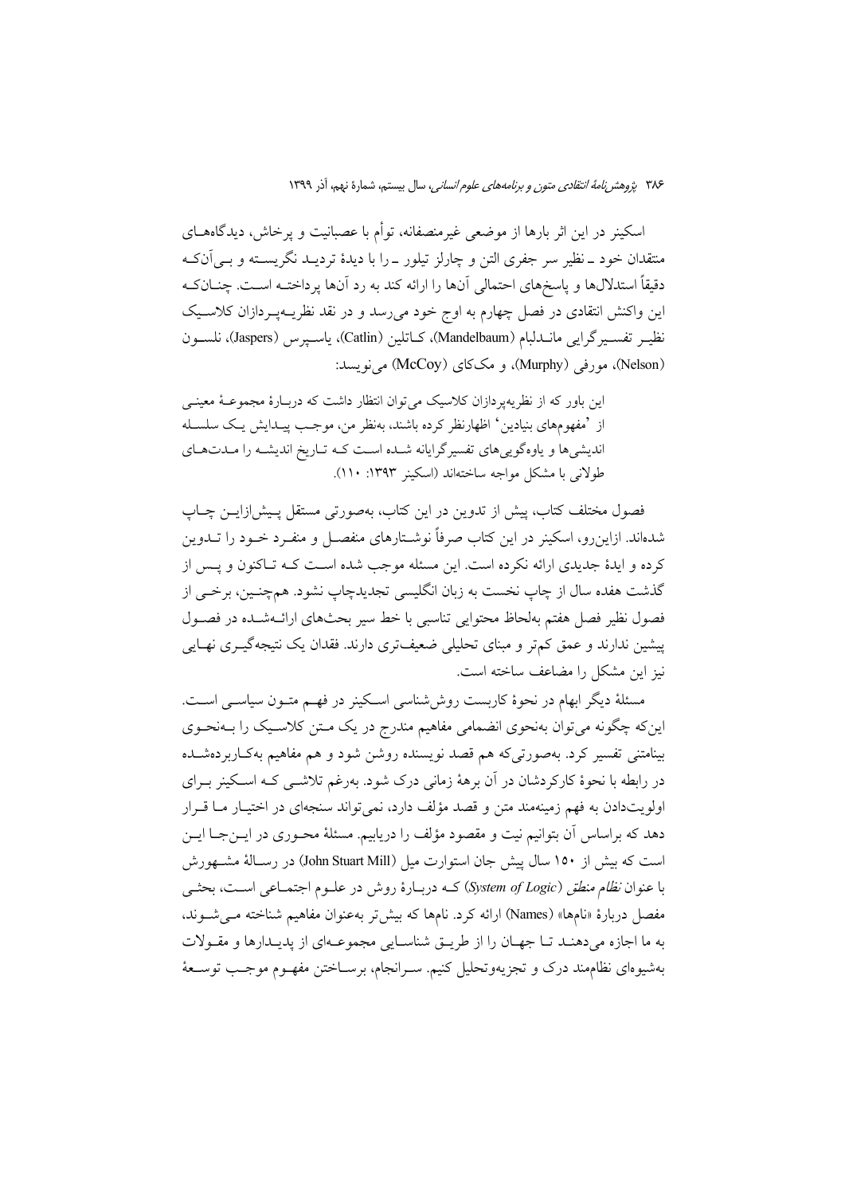اسکینر در این اثر بارها از موضعی غیرمنصفانه، توأم با عصبانیت و پرخاش، دیدگاه‌های منتقدان خود ـ نظیر سر جفری التن و چارلز تیلور ـ را با دیدهٔ تردید نگریسته و بی‌آن‌که دقیقاً استدلال‌ها و پاسخ‌های احتمالی آن‌ها را ارائه کند به رد آن‌ها پرداخته است. چنان‌که این واکنش انتقادی در فصل چهارم به اوج خود می‌رسد و در نقد نظریه‌پردازان کلاسیک نظیر تفسیرگرایی ماندلبام (Mandelbaum)، کاتلین (Catlin)، یاسپرس (Jaspers)، نلسون (Nelson)، مورفی (Murphy)، و مک‌کای (McCoy) می‌نویسد:

> این باور که از نظریه‌پردازان کلاسیک می‌توان انتظار داشت که دربارهٔ مجموعهٔ معینی از 'مفهوم‌های بنیادین' اظهارنظر کرده باشند، به‌نظر من، موجب پیدایش یک سلسله اندیشی‌ها و یاوه‌گویی‌های تفسیرگرایانه شده است که تاریخ اندیشه را مدت‌های طولانی با مشکل مواجه ساخته‌اند (اسکینر ۱۳۹۳: ۱۱۰).

فصول مختلف کتاب، پیش از تدوین در این کتاب، به‌صورتی مستقل پیش‌ازاین چاپ شده‌اند. ازاین‌رو، اسکینر در این کتاب صرفاً نوشتارهای منفصل و منفرد خود را تدوین کرده و ایدهٔ جدیدی ارائه نکرده است. این مسئله موجب شده است که تاکنون و پس از گذشت هفده سال از چاپ نخست به زبان انگلیسی تجدیدچاپ نشود. هم‌چنین، برخی از فصول نظیر فصل هفتم به‌لحاظ محتوایی تناسبی با خط سیر بحث‌های ارائه‌شده در فصول پیشین ندارند و عمق کم‌تر و مبنای تحلیلی ضعیف‌تری دارند. فقدان یک نتیجه‌گیری نهایی نیز این مشکل را مضاعف ساخته است.

مسئلهٔ دیگر ابهام در نحوهٔ کاربست روش‌شناسی اسکینر در فهم متون سیاسی است. این‌که چگونه می‌توان به‌نحوی انضمامی مفاهیم مندرج در یک متن کلاسیک را به‌نحوی بینامتنی تفسیر کرد. به‌صورتی‌که هم قصد نویسنده روشن شود و هم مفاهیم به‌کاربرده‌شده در رابطه با نحوهٔ کارکردشان در آن برههٔ زمانی درک شود. به‌رغم تلاشی که اسکینر برای اولویت‌دادن به فهم زمینه‌مند متن و قصد مؤلف دارد، نمی‌تواند سنجه‌ای در اختیار ما قرار دهد که براساس آن بتوانیم نیت و مقصود مؤلف را دریابیم. مسئلهٔ محوری در این‌جا این است که بیش از ۱۵۰ سال پیش جان استوارت میل (John Stuart Mill) در رسالهٔ مشهورش با عنوان *نظام منطق* (*System of Logic*) که دربارهٔ روش در علوم اجتماعی است، بحثی مفصل دربارهٔ «نام‌ها» (Names) ارائه کرد. نام‌ها که بیش‌تر به‌عنوان مفاهیم شناخته می‌شوند، به ما اجازه می‌دهند تا جهان را از طریق شناسایی مجموعه‌ای از پدیدارها و مقولات به‌شیوه‌ای نظام‌مند درک و تجزیه‌وتحلیل کنیم. سرانجام، برساختن مفهوم موجب توسعهٔ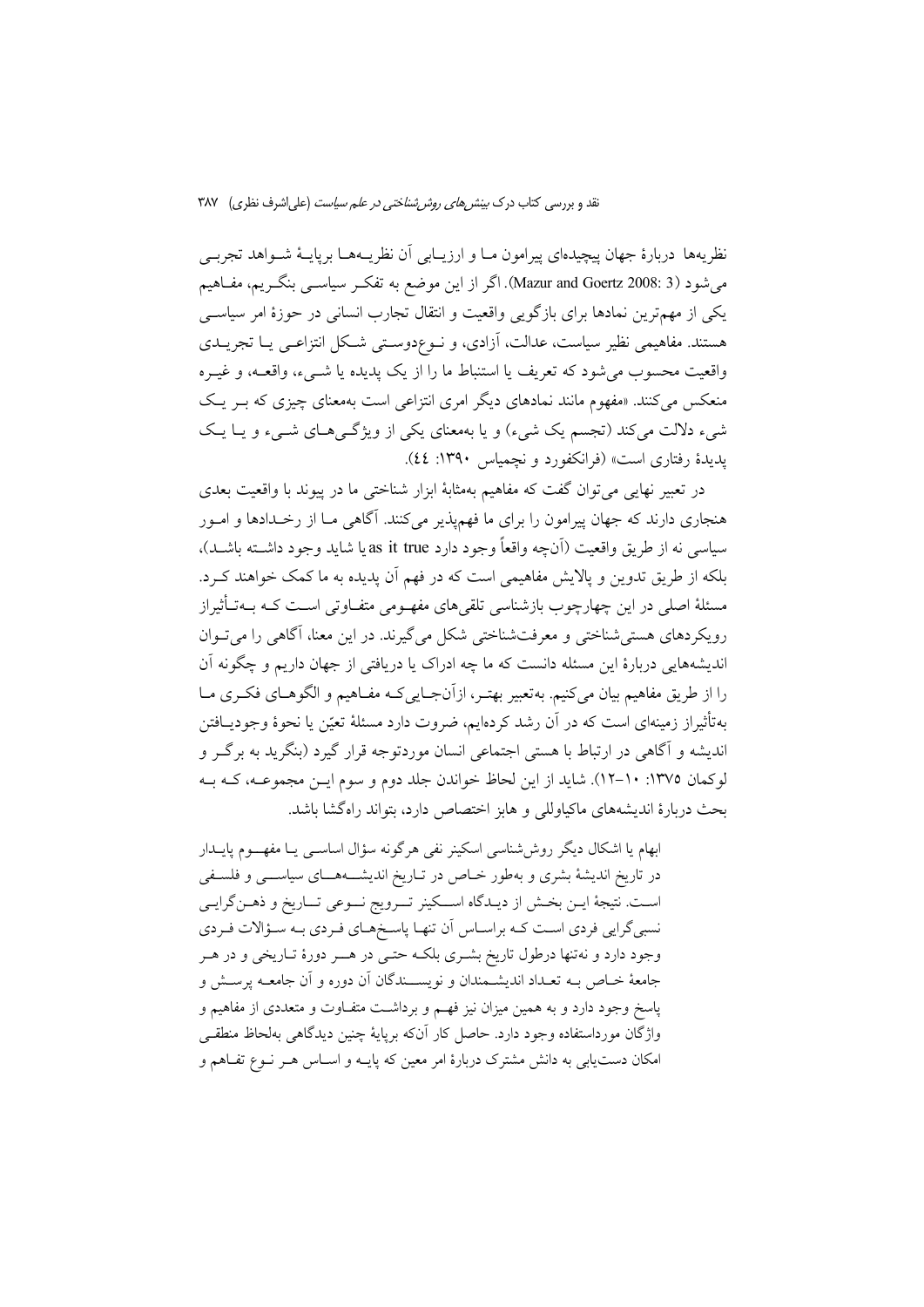نظریه‌ها دربارهٔ جهان پیچیده‌ای پیرامون مـا و ارزیـابی آن نظریـه‌هـا برپایـهٔ شـواهد تجربـی می‌شود (Mazur and Goertz 2008: 3). اگر از این موضع به تفکـر سیاسـی بنگـریم، مفـاهیم یکی از مهم‌ترین نمادها برای بازگویی واقعیت و انتقال تجارب انسانی در حوزهٔ امر سیاسـی هستند. مفاهیمی نظیر سیاست، عدالت، آزادی، و نـوع‌دوسـتی شـکل انتزاعـی یـا تجریـدی واقعیت محسوب می‌شود که تعریف یا استنباط ما را از یک پدیده یا شـیء، واقعـه، و غیـره منعکس می‌کنند. «مفهوم مانند نمادهای دیگر امری انتزاعی است به‌معنای چیزی که بـر یـک شیء دلالت می‌کند (تجسم یک شیء) و یا به‌معنای یکی از ویژگـی‌هـای شـیء و یـا یـک پدیدهٔ رفتاری است» (فرانکفورد و نچمیاس ۱۳۹۰: ٤٤).

در تعبیر نهایی می‌توان گفت که مفاهیم به‌مثابهٔ ابزار شناختی ما در پیوند با واقعیت بعدی هنجاری دارند که جهان پیرامون را برای ما فهم‌پذیر می‌کنند. آگاهی مـا از رخـدادها و امـور سیاسی نه از طریق واقعیت (آن‌چه واقعاً وجود دارد as it true یا شاید وجود داشـته باشـد)، بلکه از طریق تدوین و پالایش مفاهیمی است که در فهم آن پدیده به ما کمک خواهند کـرد. مسئلهٔ اصلی در این چهارچوب بازشناسی تلقی‌های مفهـومی متفـاوتی اسـت کـه بـه‌تـأثیراز رویکردهای هستی‌شناختی و معرفت‌شناختی شکل می‌گیرند. در این معنا، آگاهی را می‌تـوان اندیشه‌هایی دربارهٔ این مسئله دانست که ما چه ادراک یا دریافتی از جهان داریم و چگونه آن را از طریق مفاهیم بیان می‌کنیم. به‌تعبیر بهتـر، ازآن‌جـایی‌کـه مفـاهیم و الگوهـای فکـری مـا به‌تأثیراز زمینه‌ای است که در آن رشد کرده‌ایم، ضروت دارد مسئلهٔ تعیّن یا نحوهٔ وجودیـافتن اندیشه و آگاهی در ارتباط با هستی اجتماعی انسان موردتوجه قرار گیرد (بنگرید به برگـر و لوکمان ۱۳۷۵: ۱۰–۱۲). شاید از این لحاظ خواندن جلد دوم و سوم ایـن مجموعـه، کـه بـه بحث دربارهٔ اندیشه‌های ماکیاوللی و هابز اختصاص دارد، بتواند راه‌گشا باشد.

ابهام یا اشکال دیگر روش‌شناسی اسکینر نفی هرگونه سؤال اساسـی یـا مفهـوم پایـدار در تاریخ اندیشهٔ بشری و به‌طور خـاص در تـاریخ اندیشـه‌هـای سیاسـی و فلسـفی اسـت. نتیجهٔ ایـن بخـش از دیـدگاه اسـکینر تـرویج نـوعی تـاریخ و ذهـن‌گرایـی نسبی‌گرایی فردی اسـت کـه براسـاس آن تنهـا پاسـخ‌هـای فـردی بـه سـؤالات فـردی وجود دارد و نه‌تنها درطول تاریخ بشـری بلکـه حتـی در هـر دورهٔ تـاریخی و در هـر جامعهٔ خـاص بـه تعـداد اندیشـمندان و نویسـندگان آن دوره و آن جامعـه پرسـش و پاسخ وجود دارد و به همین میزان نیز فهـم و برداشـت متفـاوت و متعددی از مفاهیم و واژگان مورداستفاده وجود دارد. حاصل کار آن‌که برپایهٔ چنین دیدگاهی به‌لحاظ منطقـی امکان دست‌یابی به دانش مشترک دربارهٔ امر معین که پایـه و اسـاس هـر نـوع تفـاهم و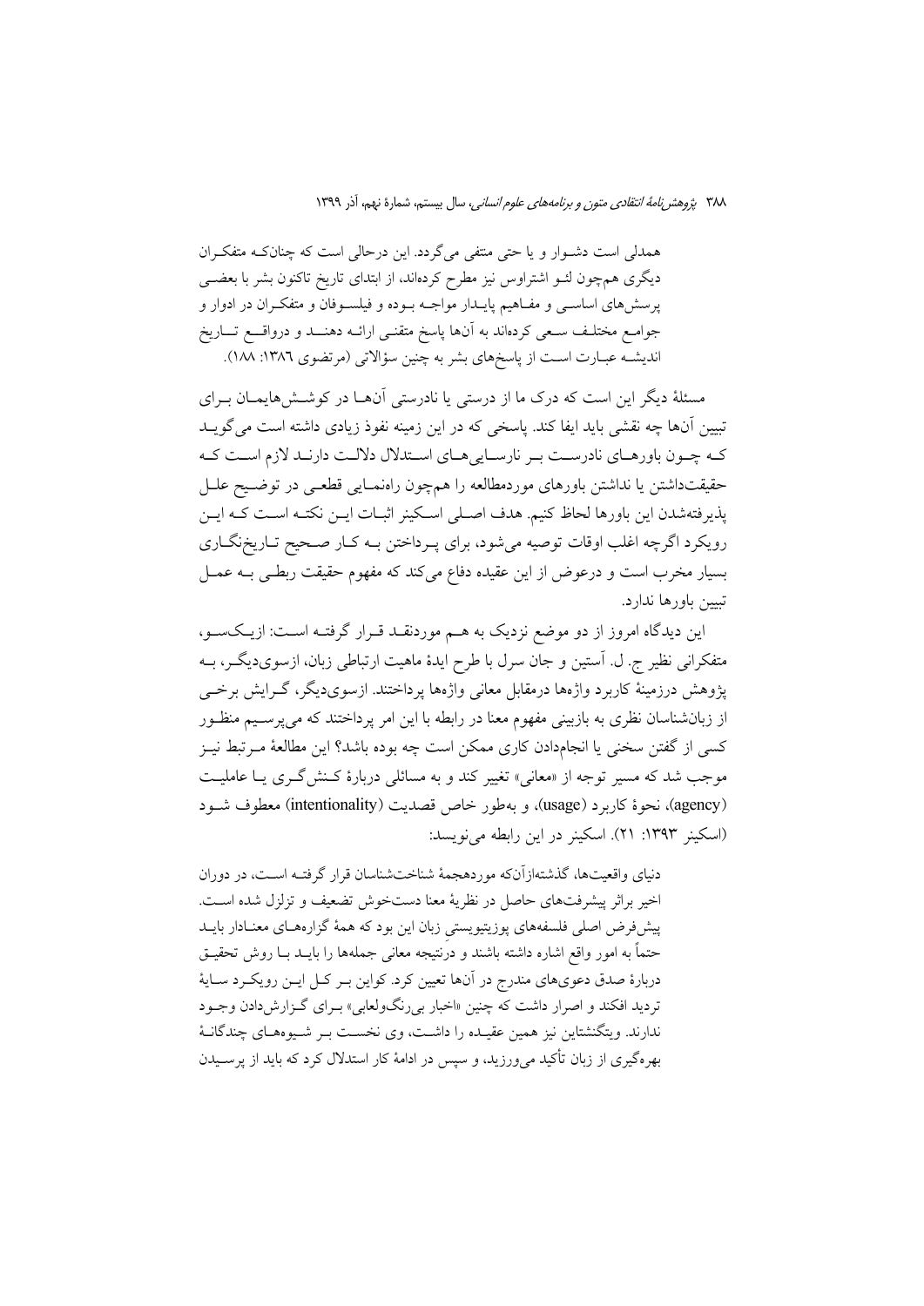همدلی است دشوار و یا حتی منتفی می‌گردد. این درحالی است که چنانکه متفکران دیگری هم‌چون لئو اشتراوس نیز مطرح کرده‌اند، از ابتدای تاریخ تاکنون بشر با بعضی پرسش‌های اساسی و مفاهیم پایدار مواجه بوده و فیلسوفان و متفکران در ادوار و جوامع مختلف سعی کرده‌اند به آن‌ها پاسخ متقنی ارائه دهند و درواقع تاریخ اندیشه عبارت است از پاسخ‌های بشر به چنین سؤالاتی (مرتضوی ۱۳۸۶: ۱۸۸).

مسئلهٔ دیگر این است که درک ما از درستی یا نادرستی آن‌ها در کوشش‌هایمان برای تبیین آن‌ها چه نقشی باید ایفا کند. پاسخی که در این زمینه نفوذ زیادی داشته است می‌گوید که چون باورهای نادرست بر نارسایی‌های استدلال دلالت دارند لازم است که حقیقت‌داشتن یا نداشتن باورهای موردمطالعه را هم‌چون راهنمایی قطعی در توضیح علل پذیرفته‌شدن این باورها لحاظ کنیم. هدف اصلی اسکینر اثبات این نکته است که این رویکرد اگرچه اغلب اوقات توصیه می‌شود، برای پرداختن به کار صحیح تاریخ‌نگاری بسیار مخرب است و درعوض از این عقیده دفاع می‌کند که مفهوم حقیقت ربطی به عمل تبیین باورها ندارد.

این دیدگاه امروز از دو موضع نزدیک به هم موردنقد قرار گرفته است: ازیک‌سو، متفکرانی نظیر ج. ل. آستین و جان سرل با طرح ایدهٔ ماهیت ارتباطی زبان، ازسوی‌دیگر، به پژوهش درزمینهٔ کاربرد واژه‌ها درمقابل معانی واژه‌ها پرداختند. ازسوی‌دیگر، گرایش برخی از زبان‌شناسان نظری به بازبینی مفهوم معنا در رابطه با این امر پرداختند که می‌پرسیم منظور کسی از گفتن سخنی یا انجام‌دادن کاری ممکن است چه بوده باشد؟ این مطالعهٔ مرتبط نیز موجب شد که مسیر توجه از «معانی» تغییر کند و به مسائلی دربارهٔ کنش‌گری یا عاملیت (agency)، نحوهٔ کاربرد (usage)، و به‌طور خاص قصدیت (intentionality) معطوف شود (اسکینر ۱۳۹۳: ۲۱). اسکینر در این رابطه می‌نویسد:

> دنیای واقعیت‌ها، گذشته‌ازآن‌که موردهجمهٔ شناخت‌شناسان قرار گرفته است، در دوران اخیر براثر پیشرفت‌های حاصل در نظریهٔ معنا دست‌خوش تضعیف و تزلزل شده است. پیش‌فرض اصلی فلسفه‌های پوزیتیویستی زبان این بود که همهٔ گزاره‌های معنادار باید حتماً به امور واقع اشاره داشته باشند و درنتیجه معانی جمله‌ها را باید با روش تحقیق دربارهٔ صدق دعوی‌های مندرج در آن‌ها تعیین کرد. کواین بر کل این رویکرد سایهٔ تردید افکند و اصرار داشت که چنین «اخبار بی‌رنگ‌ولعابی» برای گزارش‌دادن وجود ندارند. ویتگنشتاین نیز همین عقیده را داشت، وی نخست بر شیوه‌های چندگانهٔ بهره‌گیری از زبان تأکید می‌ورزید، و سپس در ادامهٔ کار استدلال کرد که باید از پرسیدن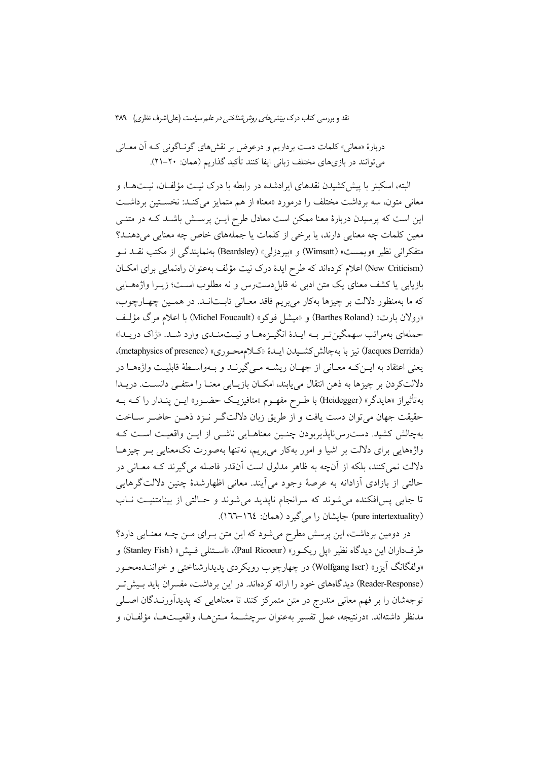دربارهٔ «معانی» کلمات دست برداریم و درعوض بر نقش‌های گوناگونی که آن معانی می‌توانند در بازی‌های مختلف زبانی ایفا کنند تأکید گذاریم (همان: ۲۰-۲۱).

البته، اسکینر با پیش‌کشیدن نقدهای ایرادشده در رابطه با درک نیت مؤلفان، نیت‌ها، و معانی متون، سه برداشت مختلف را درمورد «معنا» از هم متمایز می‌کند: نخستین برداشت این است که پرسیدن دربارهٔ معنا ممکن است معادل طرح این پرسش باشد که در متنی معین کلمات چه معنایی دارند، یا برخی از کلمات یا جمله‌های خاص چه معنایی می‌دهند؟ متفکرانی نظیر «ویمست» (Wimsatt) و «بیردزلی» (Beardsley) به‌نمایندگی از مکتب نقد نو (New Criticism) اعلام کرده‌اند که طرح ایدهٔ درک نیت مؤلف به‌عنوان راه‌نمایی برای امکان بازیابی یا کشف معنای یک متن ادبی نه قابل‌دسترس و نه مطلوب است؛ زیرا واژه‌هایی که ما به‌منظور دلالت بر چیزها به‌کار می‌بریم فاقد معانی ثابت‌اند. در همین چهارچوب، «رولان بارت» (Barthes Roland) و «میشل فوکو» (Michel Foucault) با اعلام مرگ مؤلف حمله‌ای به‌مراتب سهمگین‌تر به ایدهٔ انگیزه‌ها و نیت‌مندی وارد شد. «ژاک دریدا» (Jacques Derrida) نیز با به‌چالش‌کشیدن ایدهٔ «کلام‌محوری» (metaphysics of presence)، یعنی اعتقاد به این‌که معانی از جهان ریشه می‌گیرند و به‌واسطهٔ قابلیت واژه‌ها در دلالت‌کردن بر چیزها به ذهن انتقال می‌یابند، امکان بازیابی معنا را منتفی دانست. دریدا به‌تأثیراز «هایدگر» (Heidegger) با طرح مفهوم «متافیزیک حضور» این پندار را که به حقیقت جهان می‌توان دست یافت و از طریق زبان دلالت‌گر نزد ذهن حاضر ساخت به‌چالش کشید. دسترس‌ناپذیربودن چنین معناهایی ناشی از این واقعیت است که واژه‌هایی برای دلالت بر اشیا و امور به‌کار می‌بریم، نه‌تنها به‌صورت تک‌معنایی بر چیزها دلالت نمی‌کنند، بلکه از آن‌چه به ظاهر مدلول است آن‌قدر فاصله می‌گیرند که معانی در حالتی از بازادی آزادانه به عرصهٔ وجود می‌آیند. معانی اظهارشدهٔ چنین دلالت‌گرهایی تا جایی پس‌افکنده می‌شوند که سرانجام ناپدید می‌شوند و حالتی از بینامتنیت ناب (pure intertextuality) جایشان را می‌گیرد (همان: ۱٦٤-۱٦٦).

در دومین برداشت، این پرسش مطرح می‌شود که این متن برای من چه معنایی دارد؟ طرف‌داران این دیدگاه نظیر «پل ریکور» (Paul Ricoeur)، «استنلی فیش» (Stanley Fish) و «ولفگانگ آیزر» (Wolfgang Iser) در چهارچوب رویکردی پدیدارشناختی و خواننده‌محور (Reader-Response) دیدگاه‌های خود را ارائه کرده‌اند. در این برداشت، مفسران باید بیش‌تر توجه‌شان را بر فهم معانی مندرج در متن متمرکز کنند تا معناهایی که پدیدآورندگان اصلی مدنظر داشته‌اند. «درنتیجه، عمل تفسیر به‌عنوان سرچشمهٔ متن‌ها، واقعیت‌ها، مؤلفان، و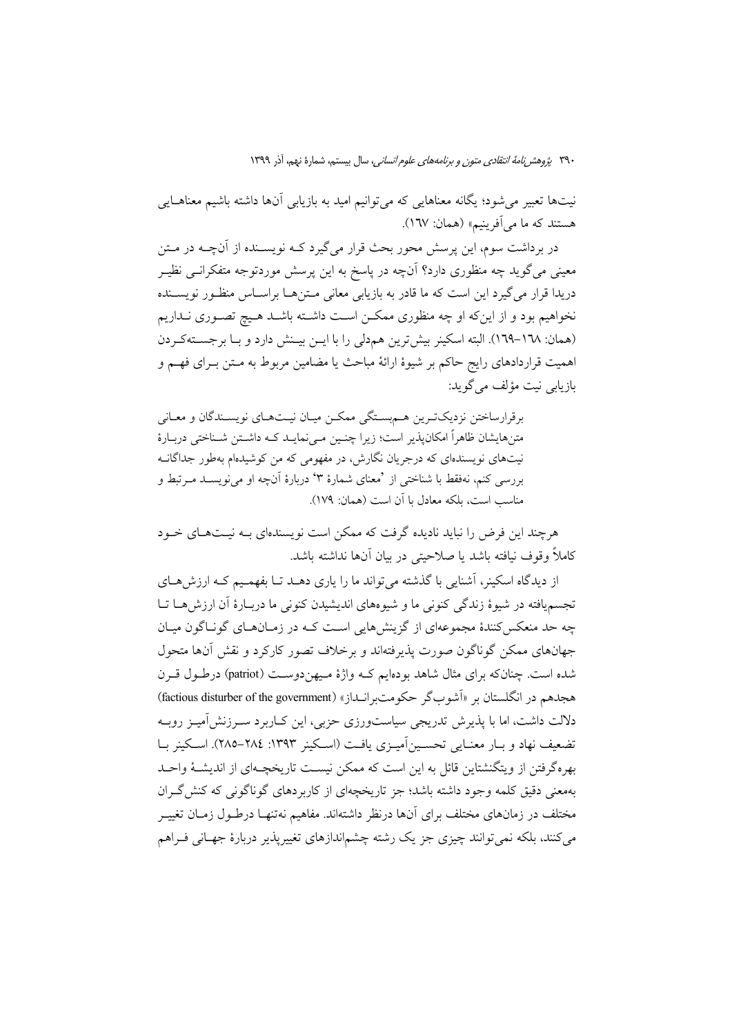نیت‌ها تعبیر می‌شود؛ یگانه معناهایی که می‌توانیم امید به بازیابی آن‌ها داشته باشیم معناهایی هستند که ما می‌آفرینیم» (همان: ۱۶۷).

در برداشت سوم، این پرسش محور بحث قرار می‌گیرد که نویسنده از آن‌چه در متن معینی می‌گوید چه منظوری دارد؟ آن‌چه در پاسخ به این پرسش موردتوجه متفکرانی نظیر دریدا قرار می‌گیرد این است که ما قادر به بازیابی معانی متن‌ها براساس منظور نویسنده نخواهیم بود و از این‌که او چه منظوری ممکن است داشته باشد هیچ تصوری نداریم (همان: ۱۶۸-۱۶۹). البته اسکینر بیش‌ترین هم‌دلی را با این بینش دارد و با برجسته‌کردن اهمیت قراردادهای رایج حاکم بر شیوهٔ ارائهٔ مباحث یا مضامین مربوط به متن برای فهم و بازیابی نیت مؤلف می‌گوید:

> برقرارساختن نزدیک‌ترین هم‌بستگی ممکن میان نیت‌های نویسندگان و معانی متن‌هایشان ظاهراً امکان‌پذیر است؛ زیرا چنین می‌نماید که داشتن شناختی دربارهٔ نیت‌های نویسنده‌ای که درجریان نگارش، در مفهومی که من کوشیده‌ام به‌طور جداگانه بررسی کنم، نه‌فقط با شناختی از 'معنای شمارهٔ ۳' دربارهٔ آن‌چه او می‌نویسد مرتبط و مناسب است، بلکه معادل با آن است (همان: ۱۷۹).

هرچند این فرض را نباید نادیده گرفت که ممکن است نویسنده‌ای به نیت‌های خود کاملاً وقوف نیافته باشد یا صلاحیتی در بیان آن‌ها نداشته باشد.

از دیدگاه اسکینر، آشنایی با گذشته می‌تواند ما را یاری دهد تا بفهمیم که ارزش‌های تجسم‌یافته در شیوهٔ زندگی کنونی ما و شیوه‌های اندیشیدن کنونی ما دربارهٔ آن ارزش‌ها تا چه حد منعکس‌کنندهٔ مجموعه‌ای از گزینش‌هایی است که در زمان‌های گوناگون میان جهان‌های ممکن گوناگون صورت پذیرفته‌اند و برخلاف تصور کارکرد و نقش آن‌ها متحول شده است. چنان‌که برای مثال شاهد بوده‌ایم که واژهٔ میهن‌دوست (patriot) درطول قرن هجدهم در انگلستان بر «آشوب‌گر حکومت‌برانداز» (factious disturber of the government) دلالت داشت، اما با پذیرش تدریجی سیاست‌ورزی حزبی، این کاربرد سرزنش‌آمیز روبه تضعیف نهاد و بار معنایی تحسین‌آمیزی یافت (اسکینر ۱۳۹۳: ۲۸۴-۲۸۵). اسکینر با بهره‌گرفتن از ویتگنشتاین قائل به این است که ممکن نیست تاریخچه‌ای از اندیشهٔ واحد به‌معنی دقیق کلمه وجود داشته باشد؛ جز تاریخچه‌ای از کاربردهای گوناگونی که کنش‌گران مختلف در زمان‌های مختلف برای آن‌ها درنظر داشته‌اند. مفاهیم نه‌تنها درطول زمان تغییر می‌کنند، بلکه نمی‌توانند چیزی جز یک رشته چشم‌اندازهای تغییرپذیر دربارهٔ جهانی فراهم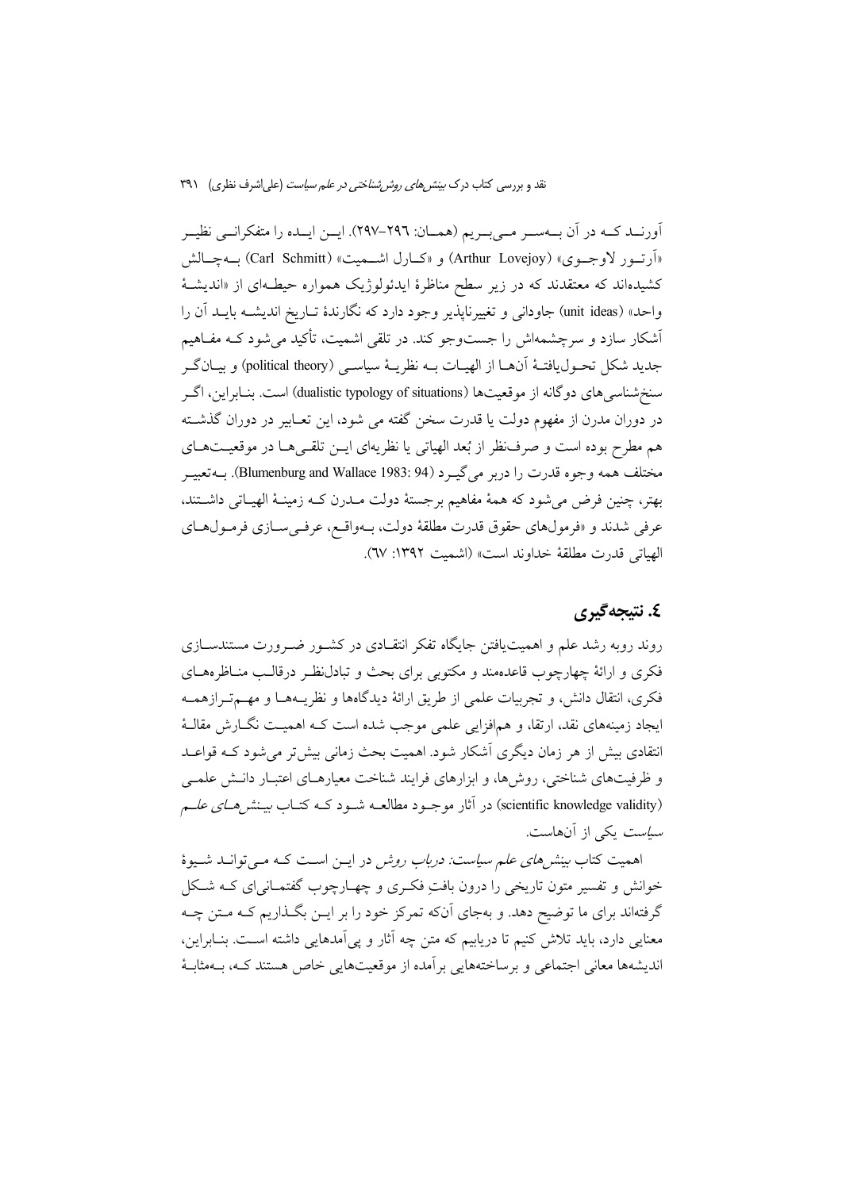آورنـد کـه در آن بـه‌سـر مـی‌بـریم (همـان: ۲۹۶–۲۹۷). ایـن ایـده را متفکرانـی نظیـر «آرتـور لاوجـوی» (Arthur Lovejoy) و «کـارل اشـمیت» (Carl Schmitt) بـه‌چـالش کشیده‌اند که معتقدند که در زیر سطح مناظرهٔ ایدئولوژیک همواره حیطـه‌ای از «اندیشـهٔ واحد» (unit ideas) جاودانی و تغییرناپذیر وجود دارد که نگارندهٔ تـاریخ اندیشـه بایـد آن را آشکار سازد و سرچشمه‌اش را جست‌وجو کند. در تلقی اشمیت، تأکید می‌شود کـه مفـاهیم جدید شکل تحـول‌یافتـهٔ آن‌هـا از الهیـات بـه نظریـهٔ سیاسـی (political theory) و بیـان‌گـر سنخ‌شناسی‌های دوگانه از موقعیت‌ها (dualistic typology of situations) است. بنـابراین، اگـر در دوران مدرن از مفهوم دولت یا قدرت سخن گفته می شود، این تعـابیر در دوران گذشـته هم مطرح بوده است و صرف‌نظر از بُعد الهیاتی یا نظریه‌ای ایـن تلقـی‌هـا در موقعیـت‌هـای مختلف همه وجوه قدرت را دربر می‌گیـرد (Blumenburg and Wallace 1983: 94). بـه‌تعبیـر بهتر، چنین فرض می‌شود که همهٔ مفاهیم برجستهٔ دولت مـدرن کـه زمینـهٔ الهیـاتی داشـتند، عرفی شدند و «فرمول‌های حقوق قدرت مطلقهٔ دولت، بـه‌واقـع، عرفـی‌سـازی فرمـول‌هـای الهیاتی قدرت مطلقهٔ خداوند است» (اشمیت ۱۳۹۲: ٦٧).

## ٤. نتیجه‌گیری

روند روبه رشد علم و اهمیت‌یافتن جایگاه تفکر انتقـادی در کشـور ضـرورت مستندسـازی فکری و ارائهٔ چهارچوب قاعده‌مند و مکتوبی برای بحث و تبادل‌نظـر درقالـب منـاظره‌هـای فکری، انتقال دانش، و تجربیات علمی از طریق ارائهٔ دیدگاه‌ها و نظریـه‌هـا و مهـم‌تـرازهمـه ایجاد زمینه‌های نقد، ارتقا، و هم‌افزایی علمی موجب شده است کـه اهمیـت نگـارش مقالـهٔ انتقادی بیش از هر زمان دیگری آشکار شود. اهمیت بحث زمانی بیش‌تر می‌شود کـه قواعـد و ظرفیت‌های شناختی، روش‌ها، و ابزارهای فرایند شناخت معیارهـای اعتبـار دانـش علمـی (scientific knowledge validity) در آثار موجـود مطالعـه شـود کـه کتـاب *بیـنش‌هـای علـم سیاست* یکی از آن‌هاست.

اهمیت کتاب *بینش‌های علم سیاست: درباب روش* در ایـن اسـت کـه مـی‌توانـد شـیوهٔ خوانش و تفسیر متون تاریخی را درون بافتِ فکـری و چهـارچوب گفتمـانی‌ای کـه شـکل گرفته‌اند برای ما توضیح دهد. و به‌جای آن‌که تمرکز خود را بر ایـن بگـذاریم کـه مـتن چـه معنایی دارد، باید تلاش کنیم تا دریابیم که متن چه آثار و پی‌آمدهایی داشته اسـت. بنـابراین، اندیشه‌ها معانی اجتماعی و برساخته‌هایی برآمده از موقعیت‌هایی خاص هستند کـه، بـه‌مثابـهٔ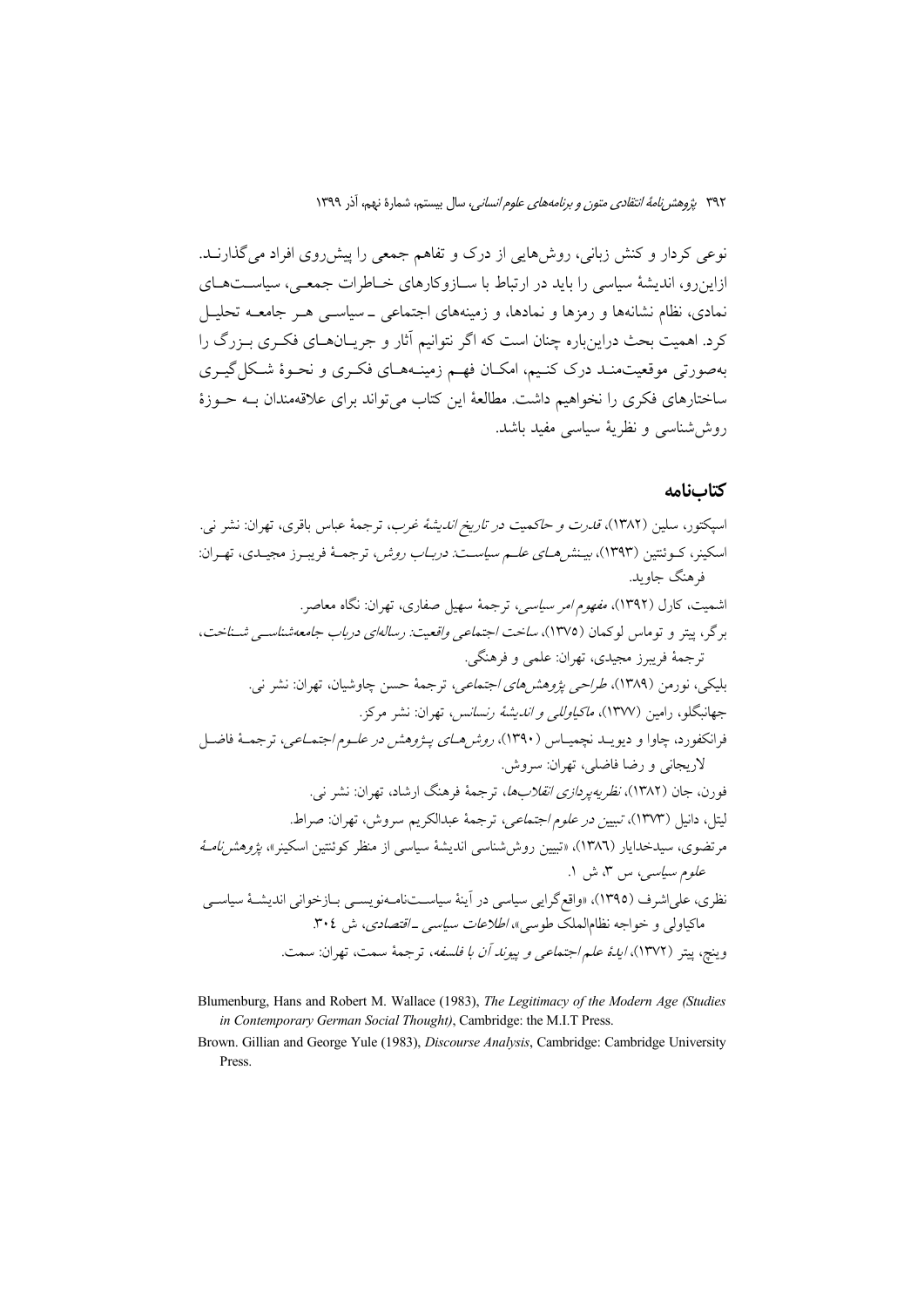نوعی کردار و کنش زبانی، روش‌هایی از درک و تفاهم جمعی را پیش‌روی افراد می‌گذارنـد. ازاین‌رو، اندیشهٔ سیاسی را باید در ارتباط با سـازوکارهای خـاطرات جمعـی، سیاسـت‌هـای نمادی، نظام نشانه‌ها و رمزها و نمادها، و زمینه‌های اجتماعی ـ سیاسـی هـر جامعـه تحلیـل کرد. اهمیت بحث دراین‌باره چنان است که اگر نتوانیم آثار و جریـان‌هـای فکـری بـزرگ را به‌صورتی موقعیت‌منـد درک کنـیم، امکـان فهـم زمینـه‌هـای فکـری و نحـوهٔ شـکل‌گیـری ساختارهای فکری را نخواهیم داشت. مطالعهٔ این کتاب می‌تواند برای علاقه‌مندان بـه حـوزهٔ روش‌شناسی و نظریهٔ سیاسی مفید باشد.

## کتاب‌نامه

اسپکتور، سلین (۱۳۸۲)، *قدرت و حاکمیت در تاریخ اندیشهٔ غرب*، ترجمهٔ عباس باقری، تهران: نشر نی.

اسکینر، کـوئنتین (۱۳۹۳)، *بیـنش‌هـای علـم سیاسـت: دربـاب روش*، ترجمـهٔ فریبـرز مجیـدی، تهـران: فرهنگ جاوید.

اشمیت، کارل (۱۳۹۲)، *مفهوم امر سیاسی*، ترجمهٔ سهیل صفاری، تهران: نگاه معاصر.

برگر، پیتر و توماس لوکمان (۱۳۷۵)، *ساخت اجتماعی واقعیت: رساله‌ای درباب جامعه‌شناسـی شـناخت*، ترجمهٔ فریبرز مجیدی، تهران: علمی و فرهنگی.

بلیکی، نورمن (۱۳۸۹)، *طراحی پژوهش‌های اجتماعی*، ترجمهٔ حسن چاوشیان، تهران: نشر نی.

جهانبگلو، رامین (۱۳۷۷)، *ماکیاولی و اندیشهٔ رنسانس*، تهران: نشر مرکز.

فرانکفورد، چاوا و دیویـد نچمیـاس (۱۳۹۰)، *روش‌هـای پـژوهش در علـوم اجتمـاعی*، ترجمـهٔ فاضـل لاریجانی و رضا فاضلی، تهران: سروش.

فورن، جان (۱۳۸۲)، *نظریه‌پردازی انقلاب‌ها*، ترجمهٔ فرهنگ ارشاد، تهران: نشر نی.

لیتل، دانیل (۱۳۷۳)، *تبیین در علوم اجتماعی*، ترجمهٔ عبدالکریم سروش، تهران: صراط.

مرتضوی، سیدخدایار (۱۳۸٦)، «تبیین روش‌شناسی اندیشهٔ سیاسی از منظر کوئنتین اسکینر»، *پژوهش‌نامهٔ علوم سیاسی*، س ۳، ش ۱.

نظری، علی‌اشرف (۱۳۹۵)، «واقع‌گرایی سیاسی در آینهٔ سیاسـت‌نامـه‌نویسـی بـازخوانی اندیشـهٔ سیاسـی ماکیاولی و خواجه نظام‌الملک طوسی»، *اطلاعات سیاسی ـ اقتصادی*، ش ۳۰٤.

وینچ، پیتر (۱۳۷۲)، *ایدهٔ علم اجتماعی و پیوند آن با فلسفه*، ترجمهٔ سمت، تهران: سمت.

Blumenburg, Hans and Robert M. Wallace (1983), *The Legitimacy of the Modern Age (Studies in Contemporary German Social Thought)*, Cambridge: the M.I.T Press.

Brown. Gillian and George Yule (1983), *Discourse Analysis*, Cambridge: Cambridge University Press.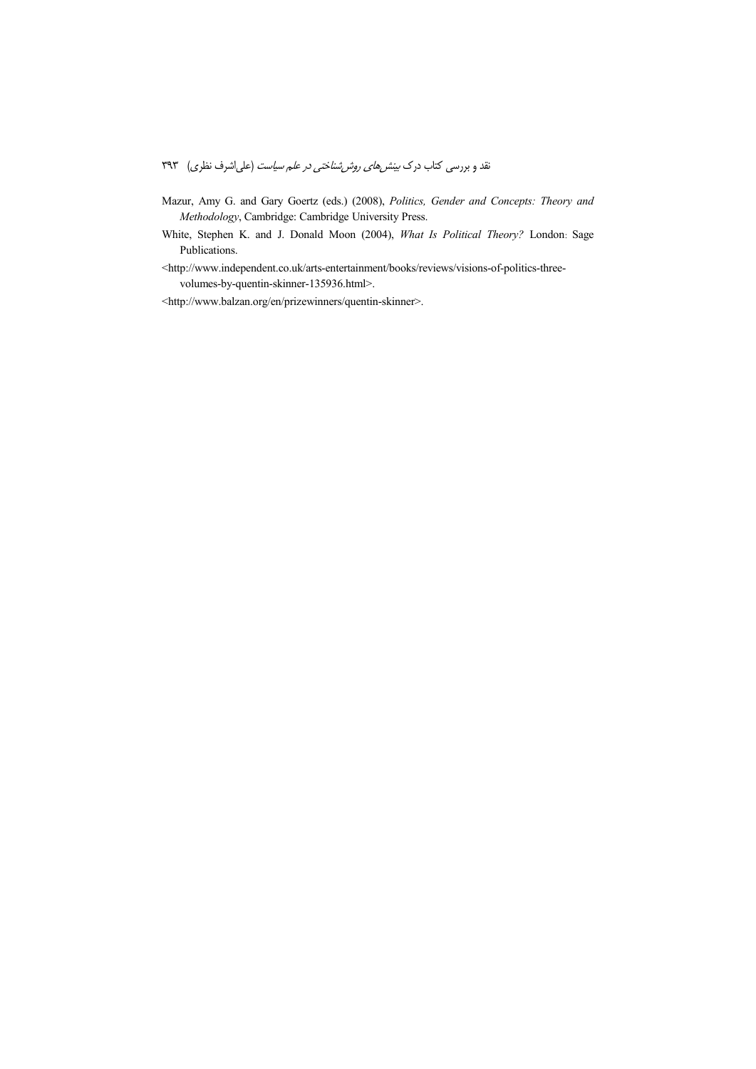Mazur, Amy G. and Gary Goertz (eds.) (2008), *Politics, Gender and Concepts: Theory and Methodology*, Cambridge: Cambridge University Press.

White, Stephen K. and J. Donald Moon (2004), *What Is Political Theory?* London: Sage Publications.

<http://www.independent.co.uk/arts-entertainment/books/reviews/visions-of-politics-three-volumes-by-quentin-skinner-135936.html>.

<http://www.balzan.org/en/prizewinners/quentin-skinner>.